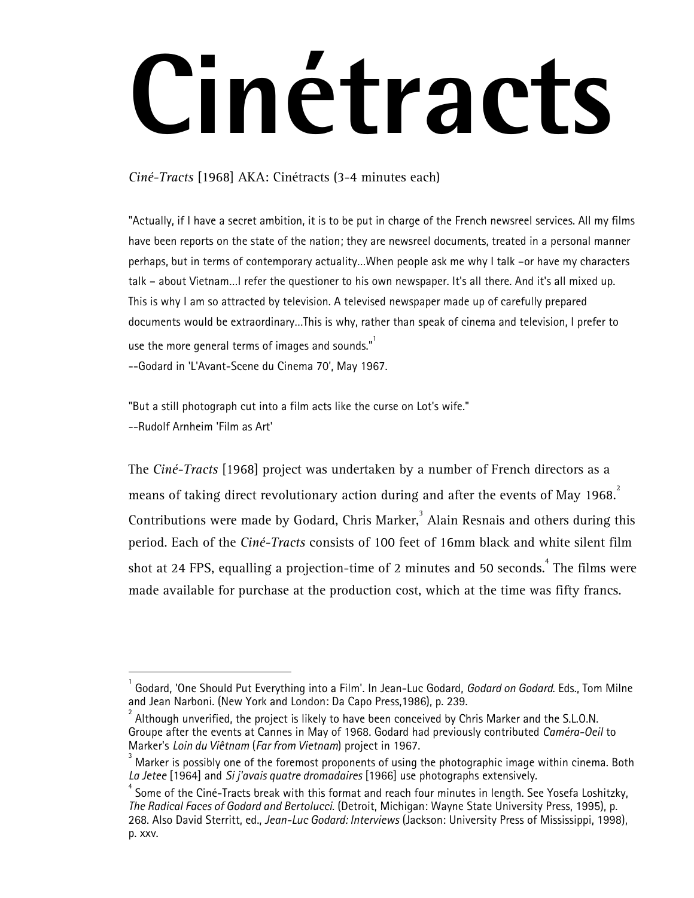# Cinétracts

*Ciné-Tracts* [1968] AKA: Cinétracts (3-4 minutes each)

"Actually, if I have a secret ambition, it is to be put in charge of the French newsreel services. All my films have been reports on the state of the nation; they are newsreel documents, treated in a personal manner perhaps, but in terms of contemporary actuality...When people ask me why I talk –or have my characters talk – about Vietnam...I refer the questioner to his own newspaper. It's all there. And it's all mixed up. This is why I am so attracted by television. A televised newspaper made up of carefully prepared documents would be extraordinary...This is why, rather than speak of cinema and television, I prefer to use the more general terms of images and sounds."[1]
--Godard in 'L'Avant-Scene du Cinema 70', May 1967.

"But a still photograph cut into a film acts like the curse on Lot's wife."
--Rudolf Arnheim 'Film as Art'

The *Ciné-Tracts* [1968] project was undertaken by a number of French directors as a means of taking direct revolutionary action during and after the events of May 1968.[2] Contributions were made by Godard, Chris Marker,[3] Alain Resnais and others during this period. Each of the *Ciné-Tracts* consists of 100 feet of 16mm black and white silent film shot at 24 FPS, equalling a projection-time of 2 minutes and 50 seconds.[4] The films were made available for purchase at the production cost, which at the time was fifty francs.

---

[1] Godard, 'One Should Put Everything into a Film'. In Jean-Luc Godard, *Godard on Godard*. Eds., Tom Milne and Jean Narboni. (New York and London: Da Capo Press,1986), p. 239.

[2] Although unverified, the project is likely to have been conceived by Chris Marker and the S.L.O.N. Groupe after the events at Cannes in May of 1968. Godard had previously contributed *Caméra-Oeil* to Marker's *Loin du Viêtnam* (*Far from Vietnam*) project in 1967.

[3] Marker is possibly one of the foremost proponents of using the photographic image within cinema. Both *La Jetee* [1964] and *Si j'avais quatre dromadaires* [1966] use photographs extensively.

[4] Some of the Ciné-Tracts break with this format and reach four minutes in length. See Yosefa Loshitzky, *The Radical Faces of Godard and Bertolucci*. (Detroit, Michigan: Wayne State University Press, 1995), p. 268. Also David Sterritt, ed., *Jean-Luc Godard: Interviews* (Jackson: University Press of Mississippi, 1998), p. xxv.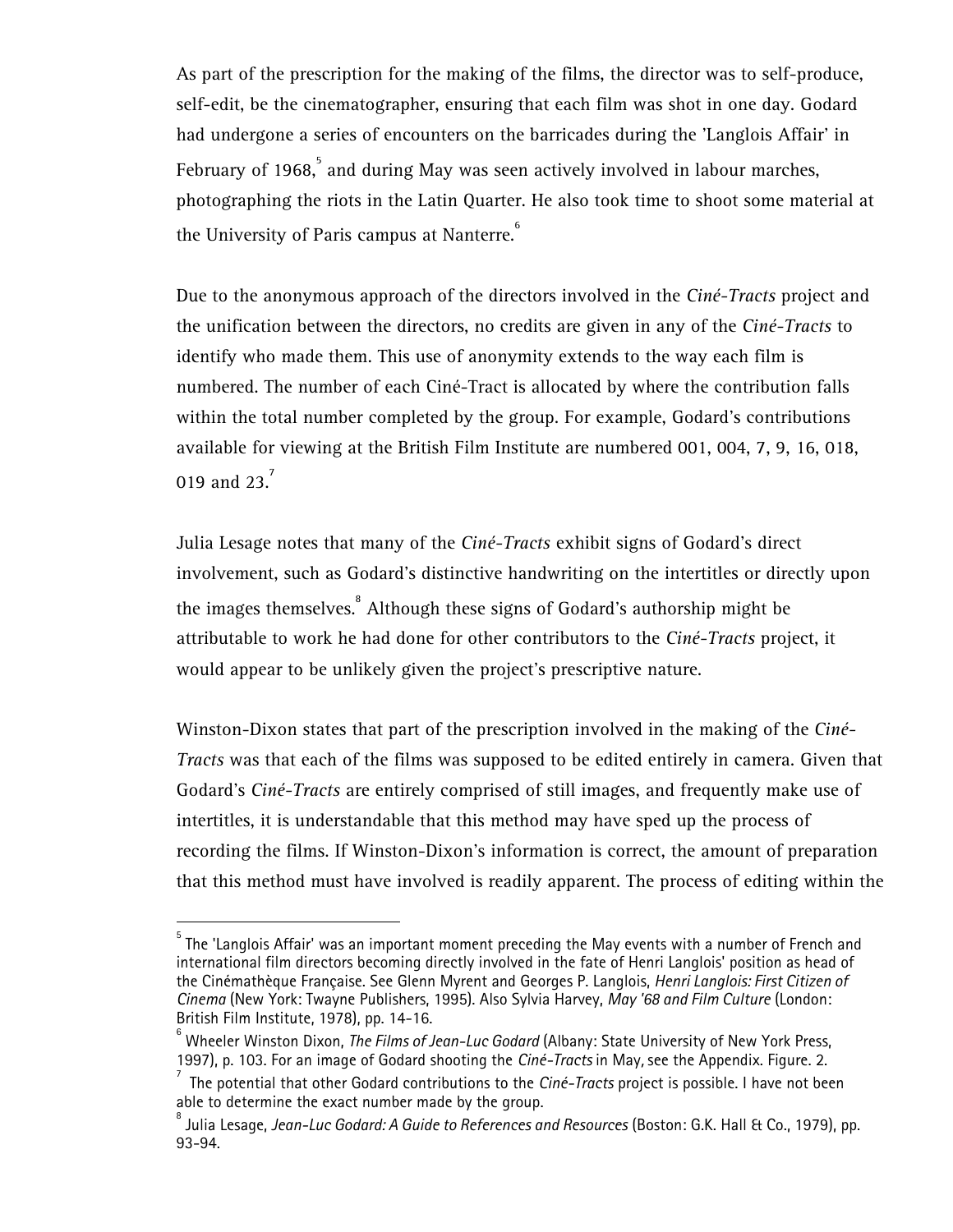As part of the prescription for the making of the films, the director was to self-produce, self-edit, be the cinematographer, ensuring that each film was shot in one day. Godard had undergone a series of encounters on the barricades during the 'Langlois Affair' in February of 1968,[5] and during May was seen actively involved in labour marches, photographing the riots in the Latin Quarter. He also took time to shoot some material at the University of Paris campus at Nanterre.[6]

Due to the anonymous approach of the directors involved in the *Ciné-Tracts* project and the unification between the directors, no credits are given in any of the *Ciné-Tracts* to identify who made them. This use of anonymity extends to the way each film is numbered. The number of each Ciné-Tract is allocated by where the contribution falls within the total number completed by the group. For example, Godard's contributions available for viewing at the British Film Institute are numbered 001, 004, 7, 9, 16, 018, 019 and 23.[7]

Julia Lesage notes that many of the *Ciné-Tracts* exhibit signs of Godard's direct involvement, such as Godard's distinctive handwriting on the intertitles or directly upon the images themselves.[8] Although these signs of Godard's authorship might be attributable to work he had done for other contributors to the *Ciné-Tracts* project, it would appear to be unlikely given the project's prescriptive nature.

Winston-Dixon states that part of the prescription involved in the making of the *Ciné-Tracts* was that each of the films was supposed to be edited entirely in camera. Given that Godard's *Ciné-Tracts* are entirely comprised of still images, and frequently make use of intertitles, it is understandable that this method may have sped up the process of recording the films. If Winston-Dixon's information is correct, the amount of preparation that this method must have involved is readily apparent. The process of editing within the

---

[5] The 'Langlois Affair' was an important moment preceding the May events with a number of French and international film directors becoming directly involved in the fate of Henri Langlois' position as head of the Cinémathèque Française. See Glenn Myrent and Georges P. Langlois, *Henri Langlois: First Citizen of Cinema* (New York: Twayne Publishers, 1995). Also Sylvia Harvey, *May '68 and Film Culture* (London: British Film Institute, 1978), pp. 14-16.

[6] Wheeler Winston Dixon, *The Films of Jean-Luc Godard* (Albany: State University of New York Press, 1997), p. 103. For an image of Godard shooting the *Ciné-Tracts* in May, see the Appendix. Figure. 2.

[7] The potential that other Godard contributions to the *Ciné-Tracts* project is possible. I have not been able to determine the exact number made by the group.

[8] Julia Lesage, *Jean-Luc Godard: A Guide to References and Resources* (Boston: G.K. Hall & Co., 1979), pp. 93-94.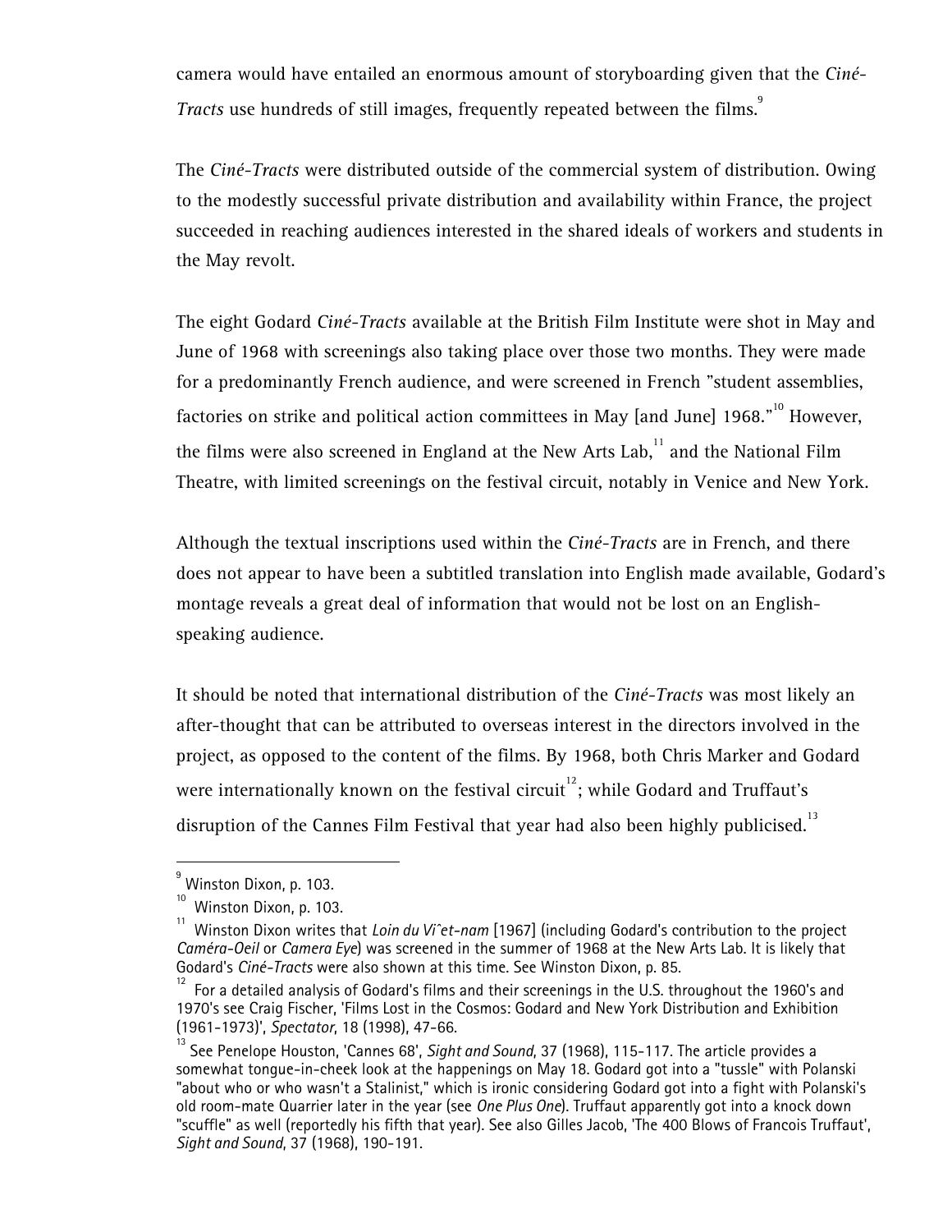camera would have entailed an enormous amount of storyboarding given that the *Ciné-Tracts* use hundreds of still images, frequently repeated between the films.[9]

The *Ciné-Tracts* were distributed outside of the commercial system of distribution. Owing to the modestly successful private distribution and availability within France, the project succeeded in reaching audiences interested in the shared ideals of workers and students in the May revolt.

The eight Godard *Ciné-Tracts* available at the British Film Institute were shot in May and June of 1968 with screenings also taking place over those two months. They were made for a predominantly French audience, and were screened in French "student assemblies, factories on strike and political action committees in May [and June] 1968."[10] However, the films were also screened in England at the New Arts Lab,[11] and the National Film Theatre, with limited screenings on the festival circuit, notably in Venice and New York.

Although the textual inscriptions used within the *Ciné-Tracts* are in French, and there does not appear to have been a subtitled translation into English made available, Godard's montage reveals a great deal of information that would not be lost on an English-speaking audience.

It should be noted that international distribution of the *Ciné-Tracts* was most likely an after-thought that can be attributed to overseas interest in the directors involved in the project, as opposed to the content of the films. By 1968, both Chris Marker and Godard were internationally known on the festival circuit[12]; while Godard and Truffaut's disruption of the Cannes Film Festival that year had also been highly publicised.[13]

---

[9] Winston Dixon, p. 103.

[10] Winston Dixon, p. 103.

[11] Winston Dixon writes that *Loin du Viˆet-nam* [1967] (including Godard's contribution to the project *Caméra-Oeil* or *Camera Eye*) was screened in the summer of 1968 at the New Arts Lab. It is likely that Godard's *Ciné-Tracts* were also shown at this time. See Winston Dixon, p. 85.

[12] For a detailed analysis of Godard's films and their screenings in the U.S. throughout the 1960's and 1970's see Craig Fischer, 'Films Lost in the Cosmos: Godard and New York Distribution and Exhibition (1961-1973)', *Spectator*, 18 (1998), 47-66.

[13] See Penelope Houston, 'Cannes 68', *Sight and Sound*, 37 (1968), 115-117. The article provides a somewhat tongue-in-cheek look at the happenings on May 18. Godard got into a "tussle" with Polanski "about who or who wasn't a Stalinist," which is ironic considering Godard got into a fight with Polanski's old room-mate Quarrier later in the year (see *One Plus One*). Truffaut apparently got into a knock down "scuffle" as well (reportedly his fifth that year). See also Gilles Jacob, 'The 400 Blows of Francois Truffaut', *Sight and Sound*, 37 (1968), 190-191.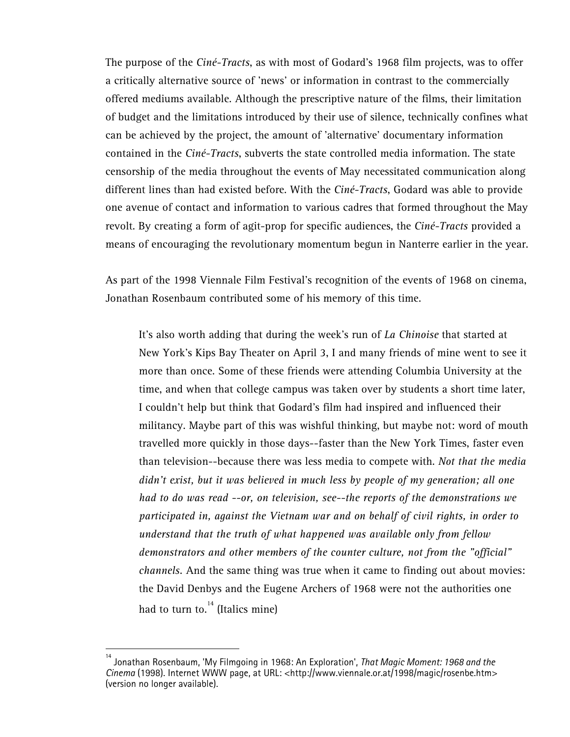The purpose of the *Ciné-Tracts*, as with most of Godard's 1968 film projects, was to offer a critically alternative source of 'news' or information in contrast to the commercially offered mediums available. Although the prescriptive nature of the films, their limitation of budget and the limitations introduced by their use of silence, technically confines what can be achieved by the project, the amount of 'alternative' documentary information contained in the *Ciné-Tracts*, subverts the state controlled media information. The state censorship of the media throughout the events of May necessitated communication along different lines than had existed before. With the *Ciné-Tracts*, Godard was able to provide one avenue of contact and information to various cadres that formed throughout the May revolt. By creating a form of agit-prop for specific audiences, the *Ciné-Tracts* provided a means of encouraging the revolutionary momentum begun in Nanterre earlier in the year.

As part of the 1998 Viennale Film Festival's recognition of the events of 1968 on cinema, Jonathan Rosenbaum contributed some of his memory of this time.

> It's also worth adding that during the week's run of *La Chinoise* that started at New York's Kips Bay Theater on April 3, I and many friends of mine went to see it more than once. Some of these friends were attending Columbia University at the time, and when that college campus was taken over by students a short time later, I couldn't help but think that Godard's film had inspired and influenced their militancy. Maybe part of this was wishful thinking, but maybe not: word of mouth travelled more quickly in those days--faster than the New York Times, faster even than television--because there was less media to compete with. *Not that the media didn't exist, but it was believed in much less by people of my generation; all one had to do was read --or, on television, see--the reports of the demonstrations we participated in, against the Vietnam war and on behalf of civil rights, in order to understand that the truth of what happened was available only from fellow demonstrators and other members of the counter culture, not from the "official" channels.* And the same thing was true when it came to finding out about movies: the David Denbys and the Eugene Archers of 1968 were not the authorities one had to turn to.[14] (Italics mine)

[14] Jonathan Rosenbaum, 'My Filmgoing in 1968: An Exploration', *That Magic Moment: 1968 and the Cinema* (1998). Internet WWW page, at URL: <http://www.viennale.or.at/1998/magic/rosenbe.htm> (version no longer available).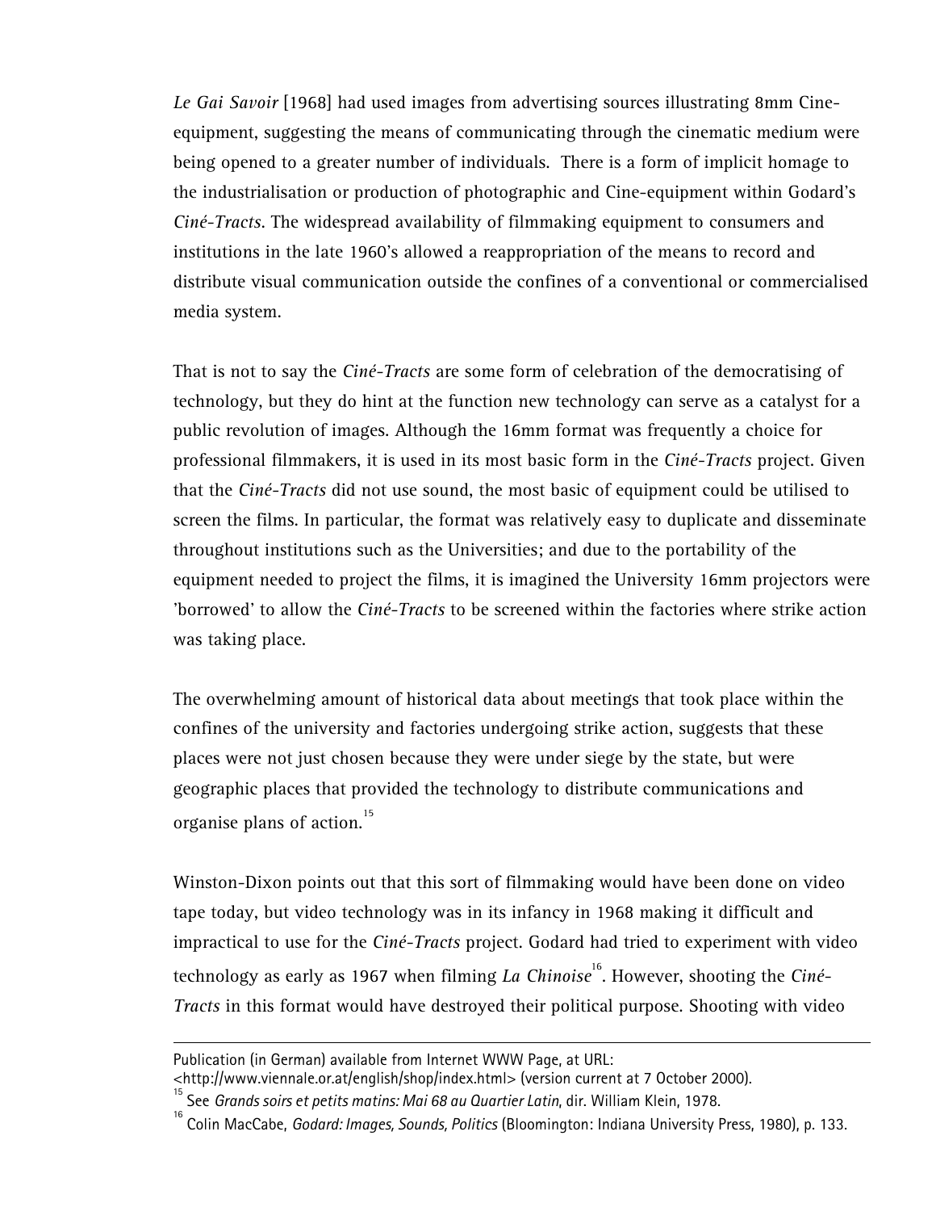*Le Gai Savoir* [1968] had used images from advertising sources illustrating 8mm Cine-equipment, suggesting the means of communicating through the cinematic medium were being opened to a greater number of individuals.  There is a form of implicit homage to the industrialisation or production of photographic and Cine-equipment within Godard's *Ciné-Tracts*. The widespread availability of filmmaking equipment to consumers and institutions in the late 1960's allowed a reappropriation of the means to record and distribute visual communication outside the confines of a conventional or commercialised media system.

That is not to say the *Ciné-Tracts* are some form of celebration of the democratising of technology, but they do hint at the function new technology can serve as a catalyst for a public revolution of images. Although the 16mm format was frequently a choice for professional filmmakers, it is used in its most basic form in the *Ciné-Tracts* project. Given that the *Ciné-Tracts* did not use sound, the most basic of equipment could be utilised to screen the films. In particular, the format was relatively easy to duplicate and disseminate throughout institutions such as the Universities; and due to the portability of the equipment needed to project the films, it is imagined the University 16mm projectors were 'borrowed' to allow the *Ciné-Tracts* to be screened within the factories where strike action was taking place.

The overwhelming amount of historical data about meetings that took place within the confines of the university and factories undergoing strike action, suggests that these places were not just chosen because they were under siege by the state, but were geographic places that provided the technology to distribute communications and organise plans of action.[15]

Winston-Dixon points out that this sort of filmmaking would have been done on video tape today, but video technology was in its infancy in 1968 making it difficult and impractical to use for the *Ciné-Tracts* project. Godard had tried to experiment with video technology as early as 1967 when filming *La Chinoise*[16]. However, shooting the *Ciné-Tracts* in this format would have destroyed their political purpose. Shooting with video

---

Publication (in German) available from Internet WWW Page, at URL: <http://www.viennale.or.at/english/shop/index.html> (version current at 7 October 2000).

[15] See *Grands soirs et petits matins: Mai 68 au Quartier Latin*, dir. William Klein, 1978.

[16] Colin MacCabe, *Godard: Images, Sounds, Politics* (Bloomington: Indiana University Press, 1980), p. 133.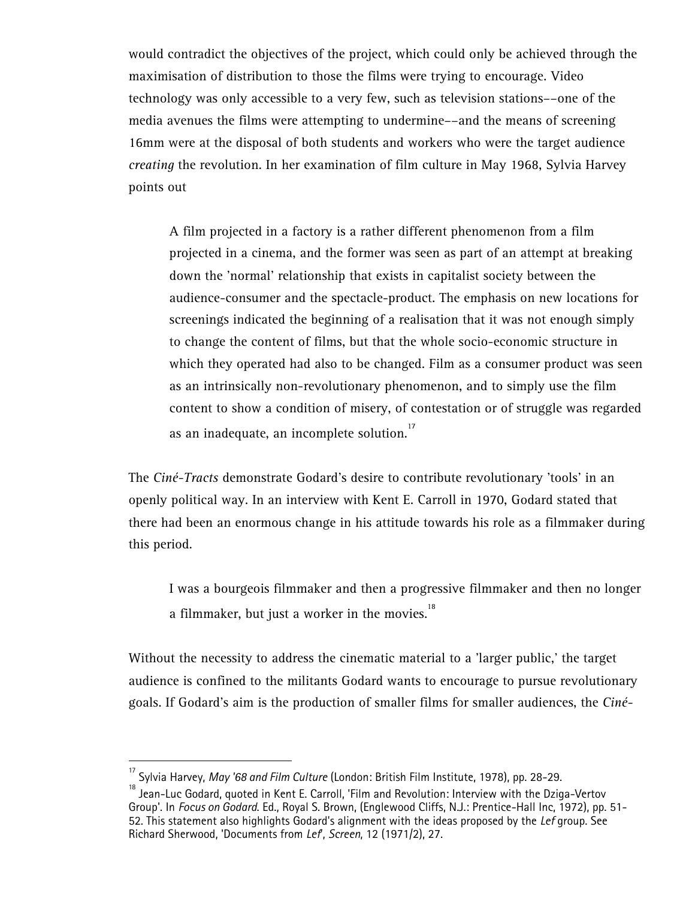would contradict the objectives of the project, which could only be achieved through the maximisation of distribution to those the films were trying to encourage. Video technology was only accessible to a very few, such as television stations––one of the media avenues the films were attempting to undermine––and the means of screening 16mm were at the disposal of both students and workers who were the target audience *creating* the revolution. In her examination of film culture in May 1968, Sylvia Harvey points out

> A film projected in a factory is a rather different phenomenon from a film projected in a cinema, and the former was seen as part of an attempt at breaking down the 'normal' relationship that exists in capitalist society between the audience-consumer and the spectacle-product. The emphasis on new locations for screenings indicated the beginning of a realisation that it was not enough simply to change the content of films, but that the whole socio-economic structure in which they operated had also to be changed. Film as a consumer product was seen as an intrinsically non-revolutionary phenomenon, and to simply use the film content to show a condition of misery, of contestation or of struggle was regarded as an inadequate, an incomplete solution.[17]

The *Ciné-Tracts* demonstrate Godard's desire to contribute revolutionary 'tools' in an openly political way. In an interview with Kent E. Carroll in 1970, Godard stated that there had been an enormous change in his attitude towards his role as a filmmaker during this period.

> I was a bourgeois filmmaker and then a progressive filmmaker and then no longer a filmmaker, but just a worker in the movies.[18]

Without the necessity to address the cinematic material to a 'larger public,' the target audience is confined to the militants Godard wants to encourage to pursue revolutionary goals. If Godard's aim is the production of smaller films for smaller audiences, the *Ciné-*

---

[17] Sylvia Harvey, *May '68 and Film Culture* (London: British Film Institute, 1978), pp. 28-29.

[18] Jean-Luc Godard, quoted in Kent E. Carroll, 'Film and Revolution: Interview with the Dziga-Vertov Group'. In *Focus on Godard*. Ed., Royal S. Brown, (Englewood Cliffs, N.J.: Prentice-Hall Inc, 1972), pp. 51-52. This statement also highlights Godard's alignment with the ideas proposed by the *Lef* group. See Richard Sherwood, 'Documents from *Lef*', *Screen*, 12 (1971/2), 27.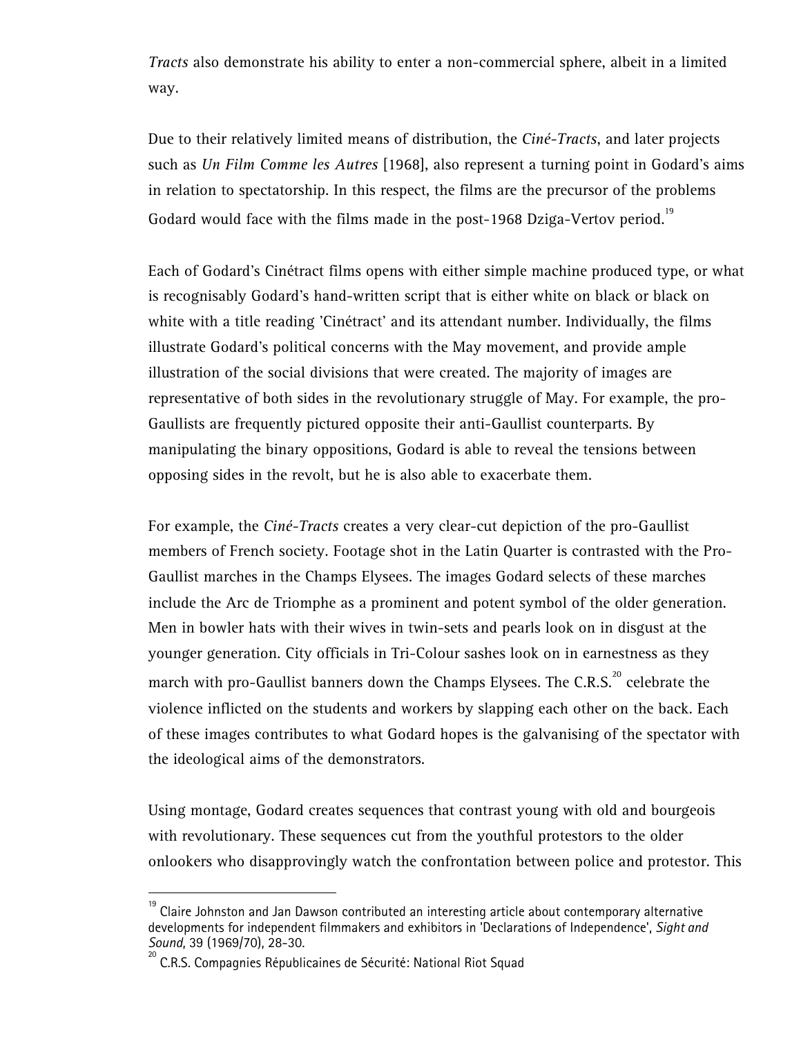*Tracts* also demonstrate his ability to enter a non-commercial sphere, albeit in a limited way.

Due to their relatively limited means of distribution, the *Ciné-Tracts*, and later projects such as *Un Film Comme les Autres* [1968], also represent a turning point in Godard's aims in relation to spectatorship. In this respect, the films are the precursor of the problems Godard would face with the films made in the post-1968 Dziga-Vertov period.[19]

Each of Godard's Cinétract films opens with either simple machine produced type, or what is recognisably Godard's hand-written script that is either white on black or black on white with a title reading 'Cinétract' and its attendant number. Individually, the films illustrate Godard's political concerns with the May movement, and provide ample illustration of the social divisions that were created. The majority of images are representative of both sides in the revolutionary struggle of May. For example, the pro-Gaullists are frequently pictured opposite their anti-Gaullist counterparts. By manipulating the binary oppositions, Godard is able to reveal the tensions between opposing sides in the revolt, but he is also able to exacerbate them.

For example, the *Ciné-Tracts* creates a very clear-cut depiction of the pro-Gaullist members of French society. Footage shot in the Latin Quarter is contrasted with the Pro-Gaullist marches in the Champs Elysees. The images Godard selects of these marches include the Arc de Triomphe as a prominent and potent symbol of the older generation. Men in bowler hats with their wives in twin-sets and pearls look on in disgust at the younger generation. City officials in Tri-Colour sashes look on in earnestness as they march with pro-Gaullist banners down the Champs Elysees. The C.R.S.[20] celebrate the violence inflicted on the students and workers by slapping each other on the back. Each of these images contributes to what Godard hopes is the galvanising of the spectator with the ideological aims of the demonstrators.

Using montage, Godard creates sequences that contrast young with old and bourgeois with revolutionary. These sequences cut from the youthful protestors to the older onlookers who disapprovingly watch the confrontation between police and protestor. This

---

[19] Claire Johnston and Jan Dawson contributed an interesting article about contemporary alternative developments for independent filmmakers and exhibitors in 'Declarations of Independence', *Sight and Sound*, 39 (1969/70), 28-30.

[20] C.R.S. Compagnies Républicaines de Sécurité: National Riot Squad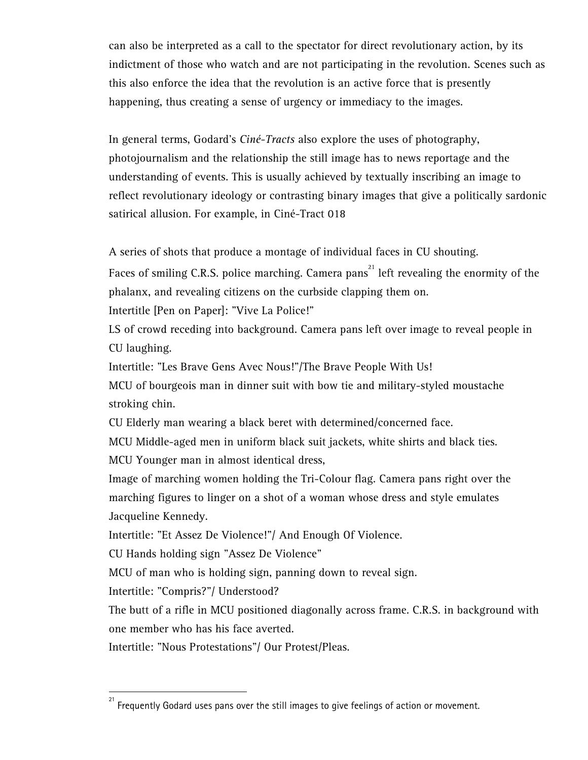can also be interpreted as a call to the spectator for direct revolutionary action, by its indictment of those who watch and are not participating in the revolution. Scenes such as this also enforce the idea that the revolution is an active force that is presently happening, thus creating a sense of urgency or immediacy to the images.

In general terms, Godard's *Ciné-Tracts* also explore the uses of photography, photojournalism and the relationship the still image has to news reportage and the understanding of events. This is usually achieved by textually inscribing an image to reflect revolutionary ideology or contrasting binary images that give a politically sardonic satirical allusion. For example, in Ciné-Tract 018

A series of shots that produce a montage of individual faces in CU shouting.
Faces of smiling C.R.S. police marching. Camera pans[21] left revealing the enormity of the phalanx, and revealing citizens on the curbside clapping them on.
Intertitle [Pen on Paper]: "Vive La Police!"
LS of crowd receding into background. Camera pans left over image to reveal people in CU laughing.
Intertitle: "Les Brave Gens Avec Nous!"/The Brave People With Us!
MCU of bourgeois man in dinner suit with bow tie and military-styled moustache stroking chin.
CU Elderly man wearing a black beret with determined/concerned face.
MCU Middle-aged men in uniform black suit jackets, white shirts and black ties.
MCU Younger man in almost identical dress,
Image of marching women holding the Tri-Colour flag. Camera pans right over the marching figures to linger on a shot of a woman whose dress and style emulates Jacqueline Kennedy.
Intertitle: "Et Assez De Violence!"/ And Enough Of Violence.
CU Hands holding sign "Assez De Violence"
MCU of man who is holding sign, panning down to reveal sign.
Intertitle: "Compris?"/ Understood?
The butt of a rifle in MCU positioned diagonally across frame. C.R.S. in background with one member who has his face averted.
Intertitle: "Nous Protestations"/ Our Protest/Pleas.

[21] Frequently Godard uses pans over the still images to give feelings of action or movement.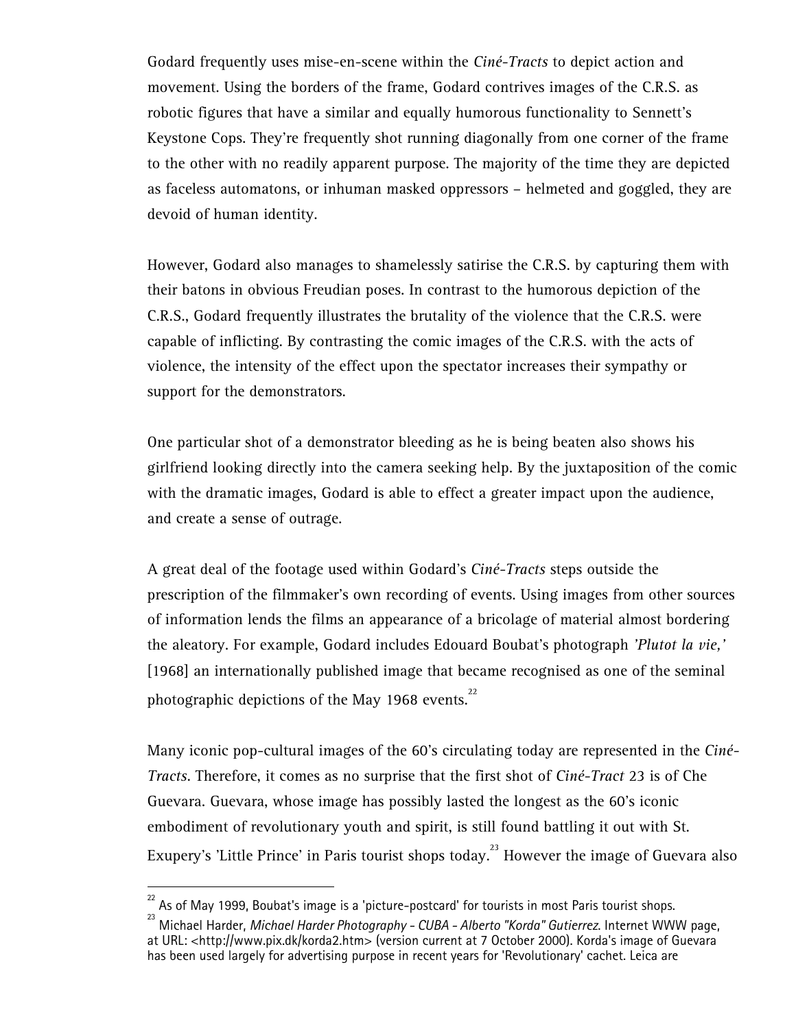Godard frequently uses mise-en-scene within the *Ciné-Tracts* to depict action and movement. Using the borders of the frame, Godard contrives images of the C.R.S. as robotic figures that have a similar and equally humorous functionality to Sennett's Keystone Cops. They're frequently shot running diagonally from one corner of the frame to the other with no readily apparent purpose. The majority of the time they are depicted as faceless automatons, or inhuman masked oppressors – helmeted and goggled, they are devoid of human identity.

However, Godard also manages to shamelessly satirise the C.R.S. by capturing them with their batons in obvious Freudian poses. In contrast to the humorous depiction of the C.R.S., Godard frequently illustrates the brutality of the violence that the C.R.S. were capable of inflicting. By contrasting the comic images of the C.R.S. with the acts of violence, the intensity of the effect upon the spectator increases their sympathy or support for the demonstrators.

One particular shot of a demonstrator bleeding as he is being beaten also shows his girlfriend looking directly into the camera seeking help. By the juxtaposition of the comic with the dramatic images, Godard is able to effect a greater impact upon the audience, and create a sense of outrage.

A great deal of the footage used within Godard's *Ciné-Tracts* steps outside the prescription of the filmmaker's own recording of events. Using images from other sources of information lends the films an appearance of a bricolage of material almost bordering the aleatory. For example, Godard includes Edouard Boubat's photograph *'Plutot la vie,'* [1968] an internationally published image that became recognised as one of the seminal photographic depictions of the May 1968 events.[22]

Many iconic pop-cultural images of the 60's circulating today are represented in the *Ciné-Tracts*. Therefore, it comes as no surprise that the first shot of *Ciné-Tract* 23 is of Che Guevara. Guevara, whose image has possibly lasted the longest as the 60's iconic embodiment of revolutionary youth and spirit, is still found battling it out with St. Exupery's 'Little Prince' in Paris tourist shops today.[23] However the image of Guevara also

---

[22] As of May 1999, Boubat's image is a 'picture-postcard' for tourists in most Paris tourist shops.

[23] Michael Harder, *Michael Harder Photography - CUBA - Alberto "Korda" Gutierrez*. Internet WWW page, at URL: <http://www.pix.dk/korda2.htm> (version current at 7 October 2000). Korda's image of Guevara has been used largely for advertising purpose in recent years for 'Revolutionary' cachet. Leica are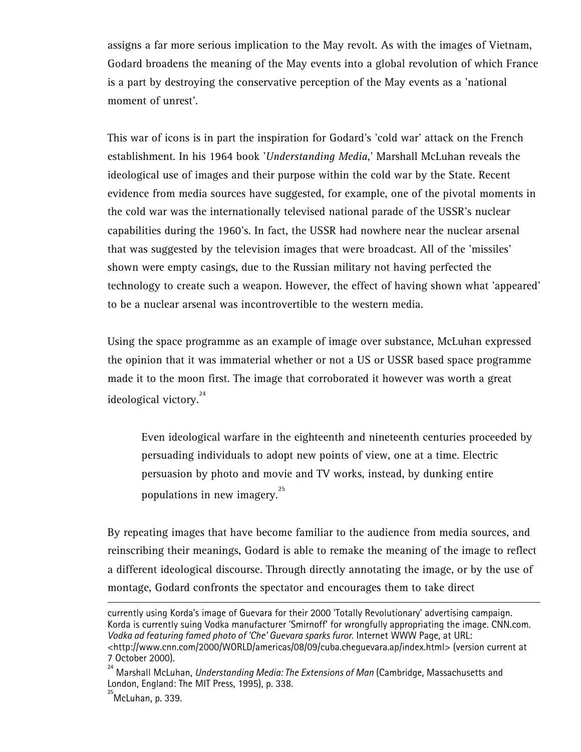assigns a far more serious implication to the May revolt. As with the images of Vietnam, Godard broadens the meaning of the May events into a global revolution of which France is a part by destroying the conservative perception of the May events as a 'national moment of unrest'.

This war of icons is in part the inspiration for Godard's 'cold war' attack on the French establishment. In his 1964 book '*Understanding Media*,' Marshall McLuhan reveals the ideological use of images and their purpose within the cold war by the State. Recent evidence from media sources have suggested, for example, one of the pivotal moments in the cold war was the internationally televised national parade of the USSR's nuclear capabilities during the 1960's. In fact, the USSR had nowhere near the nuclear arsenal that was suggested by the television images that were broadcast. All of the 'missiles' shown were empty casings, due to the Russian military not having perfected the technology to create such a weapon. However, the effect of having shown what 'appeared' to be a nuclear arsenal was incontrovertible to the western media.

Using the space programme as an example of image over substance, McLuhan expressed the opinion that it was immaterial whether or not a US or USSR based space programme made it to the moon first. The image that corroborated it however was worth a great ideological victory.[24]

> Even ideological warfare in the eighteenth and nineteenth centuries proceeded by persuading individuals to adopt new points of view, one at a time. Electric persuasion by photo and movie and TV works, instead, by dunking entire populations in new imagery.[25]

By repeating images that have become familiar to the audience from media sources, and reinscribing their meanings, Godard is able to remake the meaning of the image to reflect a different ideological discourse. Through directly annotating the image, or by the use of montage, Godard confronts the spectator and encourages them to take direct

---

currently using Korda's image of Guevara for their 2000 'Totally Revolutionary' advertising campaign. Korda is currently suing Vodka manufacturer 'Smirnoff' for wrongfully appropriating the image. CNN.com. *Vodka ad featuring famed photo of 'Che' Guevara sparks furor.* Internet WWW Page, at URL: <http://www.cnn.com/2000/WORLD/americas/08/09/cuba.cheguevara.ap/index.html> (version current at 7 October 2000).

[24] Marshall McLuhan, *Understanding Media: The Extensions of Man* (Cambridge, Massachusetts and London, England: The MIT Press, 1995), p. 338.

[25] McLuhan, p. 339.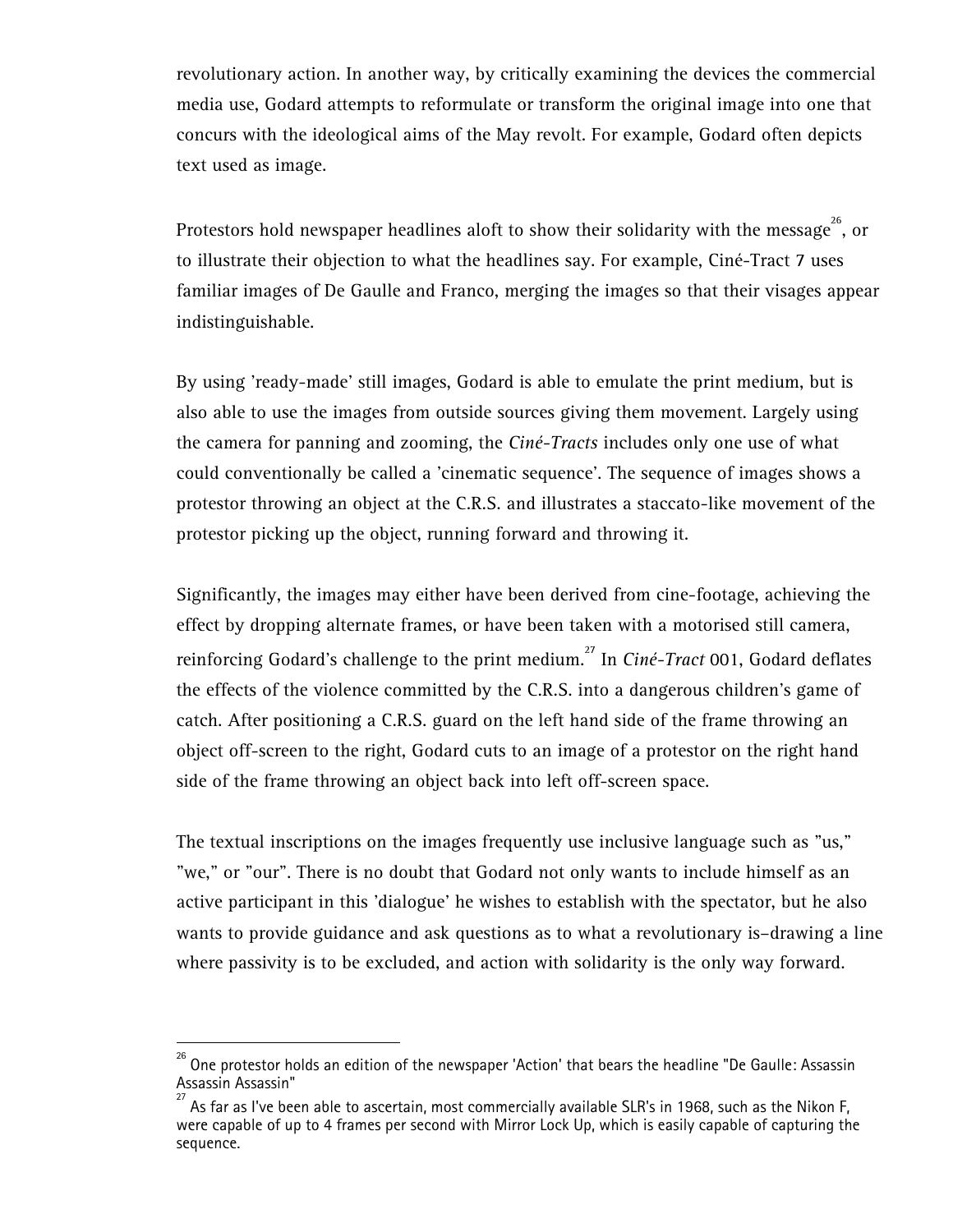revolutionary action. In another way, by critically examining the devices the commercial media use, Godard attempts to reformulate or transform the original image into one that concurs with the ideological aims of the May revolt. For example, Godard often depicts text used as image.

Protestors hold newspaper headlines aloft to show their solidarity with the message[26], or to illustrate their objection to what the headlines say. For example, Ciné-Tract 7 uses familiar images of De Gaulle and Franco, merging the images so that their visages appear indistinguishable.

By using 'ready-made' still images, Godard is able to emulate the print medium, but is also able to use the images from outside sources giving them movement. Largely using the camera for panning and zooming, the *Ciné-Tracts* includes only one use of what could conventionally be called a 'cinematic sequence'. The sequence of images shows a protestor throwing an object at the C.R.S. and illustrates a staccato-like movement of the protestor picking up the object, running forward and throwing it.

Significantly, the images may either have been derived from cine-footage, achieving the effect by dropping alternate frames, or have been taken with a motorised still camera, reinforcing Godard's challenge to the print medium.[27] In *Ciné-Tract* 001, Godard deflates the effects of the violence committed by the C.R.S. into a dangerous children's game of catch. After positioning a C.R.S. guard on the left hand side of the frame throwing an object off-screen to the right, Godard cuts to an image of a protestor on the right hand side of the frame throwing an object back into left off-screen space.

The textual inscriptions on the images frequently use inclusive language such as "us," "we," or "our". There is no doubt that Godard not only wants to include himself as an active participant in this 'dialogue' he wishes to establish with the spectator, but he also wants to provide guidance and ask questions as to what a revolutionary is–drawing a line where passivity is to be excluded, and action with solidarity is the only way forward.

---

[26] One protestor holds an edition of the newspaper 'Action' that bears the headline "De Gaulle: Assassin Assassin Assassin"

[27] As far as I've been able to ascertain, most commercially available SLR's in 1968, such as the Nikon F, were capable of up to 4 frames per second with Mirror Lock Up, which is easily capable of capturing the sequence.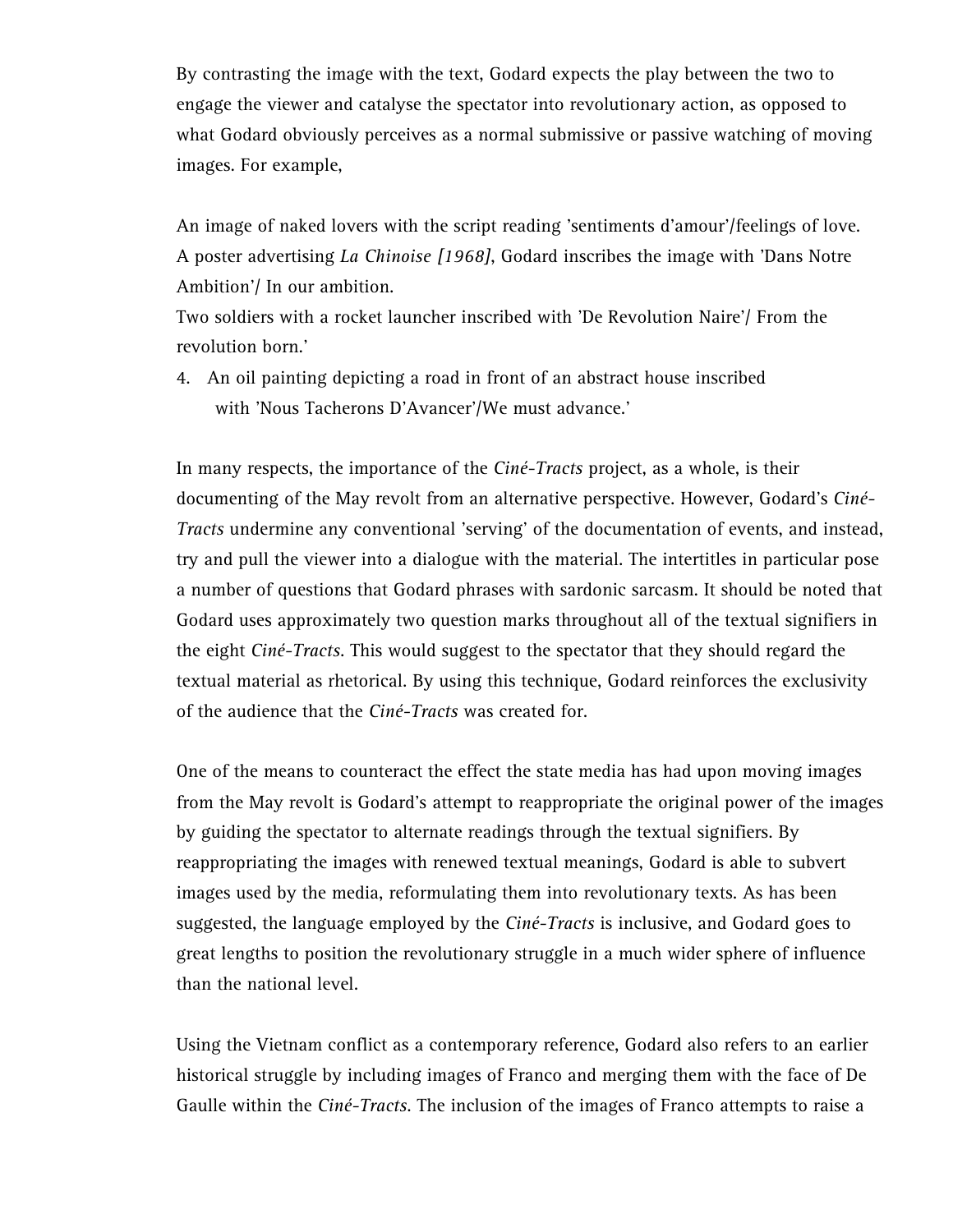By contrasting the image with the text, Godard expects the play between the two to engage the viewer and catalyse the spectator into revolutionary action, as opposed to what Godard obviously perceives as a normal submissive or passive watching of moving images. For example,

An image of naked lovers with the script reading 'sentiments d'amour'/feelings of love.
A poster advertising *La Chinoise [1968]*, Godard inscribes the image with 'Dans Notre Ambition'/ In our ambition.
Two soldiers with a rocket launcher inscribed with 'De Revolution Naire'/ From the revolution born.'

4. An oil painting depicting a road in front of an abstract house inscribed with 'Nous Tacherons D'Avancer'/We must advance.'

In many respects, the importance of the *Ciné-Tracts* project, as a whole, is their documenting of the May revolt from an alternative perspective. However, Godard's *Ciné-Tracts* undermine any conventional 'serving' of the documentation of events, and instead, try and pull the viewer into a dialogue with the material. The intertitles in particular pose a number of questions that Godard phrases with sardonic sarcasm. It should be noted that Godard uses approximately two question marks throughout all of the textual signifiers in the eight *Ciné-Tracts*. This would suggest to the spectator that they should regard the textual material as rhetorical. By using this technique, Godard reinforces the exclusivity of the audience that the *Ciné-Tracts* was created for.

One of the means to counteract the effect the state media has had upon moving images from the May revolt is Godard's attempt to reappropriate the original power of the images by guiding the spectator to alternate readings through the textual signifiers. By reappropriating the images with renewed textual meanings, Godard is able to subvert images used by the media, reformulating them into revolutionary texts. As has been suggested, the language employed by the *Ciné-Tracts* is inclusive, and Godard goes to great lengths to position the revolutionary struggle in a much wider sphere of influence than the national level.

Using the Vietnam conflict as a contemporary reference, Godard also refers to an earlier historical struggle by including images of Franco and merging them with the face of De Gaulle within the *Ciné-Tracts*. The inclusion of the images of Franco attempts to raise a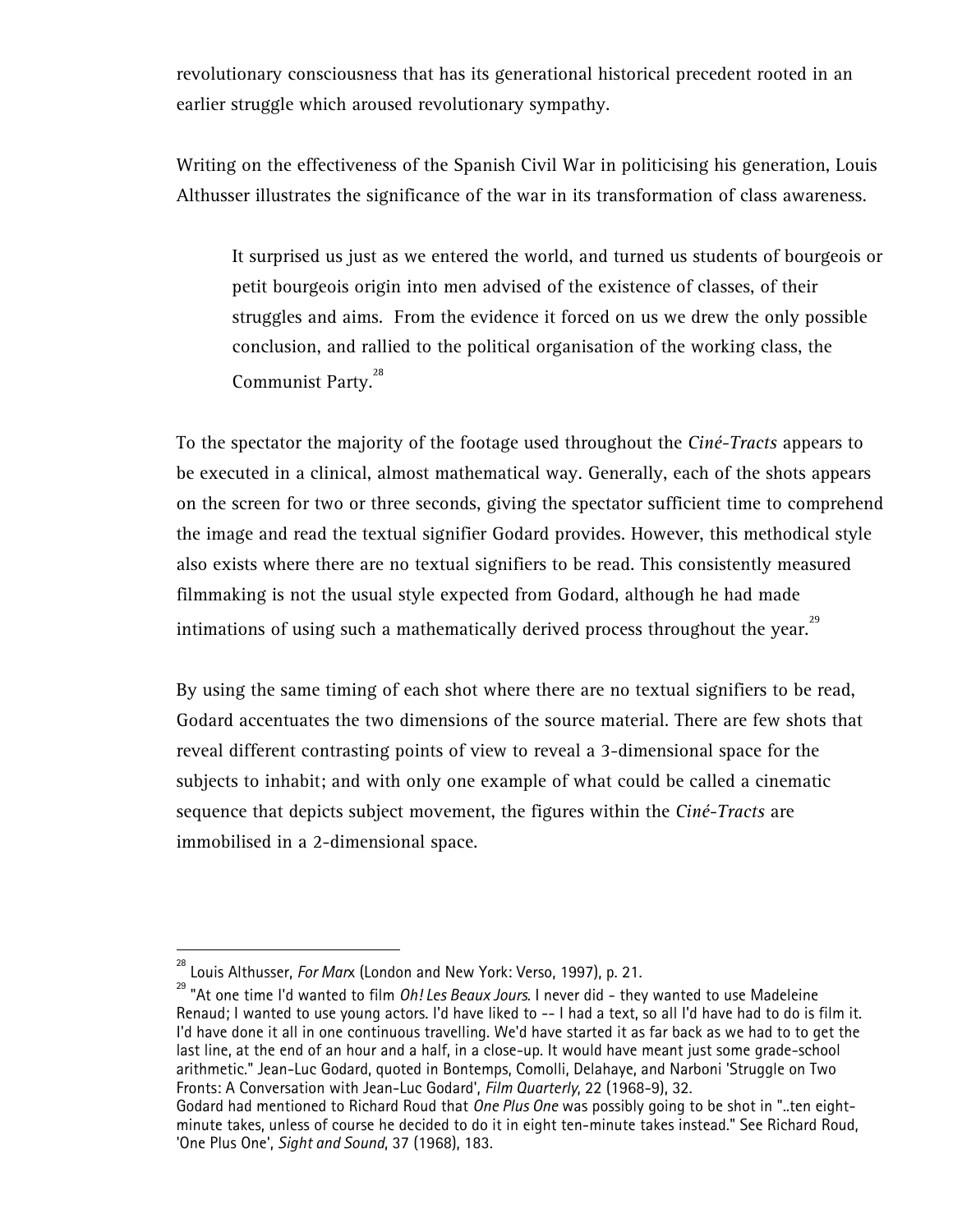revolutionary consciousness that has its generational historical precedent rooted in an earlier struggle which aroused revolutionary sympathy.

Writing on the effectiveness of the Spanish Civil War in politicising his generation, Louis Althusser illustrates the significance of the war in its transformation of class awareness.

> It surprised us just as we entered the world, and turned us students of bourgeois or petit bourgeois origin into men advised of the existence of classes, of their struggles and aims. From the evidence it forced on us we drew the only possible conclusion, and rallied to the political organisation of the working class, the Communist Party.[28]

To the spectator the majority of the footage used throughout the *Ciné-Tracts* appears to be executed in a clinical, almost mathematical way. Generally, each of the shots appears on the screen for two or three seconds, giving the spectator sufficient time to comprehend the image and read the textual signifier Godard provides. However, this methodical style also exists where there are no textual signifiers to be read. This consistently measured filmmaking is not the usual style expected from Godard, although he had made intimations of using such a mathematically derived process throughout the year.[29]

By using the same timing of each shot where there are no textual signifiers to be read, Godard accentuates the two dimensions of the source material. There are few shots that reveal different contrasting points of view to reveal a 3-dimensional space for the subjects to inhabit; and with only one example of what could be called a cinematic sequence that depicts subject movement, the figures within the *Ciné-Tracts* are immobilised in a 2-dimensional space.

---

[28] Louis Althusser, *For Marx* (London and New York: Verso, 1997), p. 21.

[29] "At one time I'd wanted to film *Oh! Les Beaux Jours*. I never did - they wanted to use Madeleine Renaud; I wanted to use young actors. I'd have liked to -- I had a text, so all I'd have had to do is film it. I'd have done it all in one continuous travelling. We'd have started it as far back as we had to to get the last line, at the end of an hour and a half, in a close-up. It would have meant just some grade-school arithmetic." Jean-Luc Godard, quoted in Bontemps, Comolli, Delahaye, and Narboni 'Struggle on Two Fronts: A Conversation with Jean-Luc Godard', *Film Quarterly*, 22 (1968-9), 32.
Godard had mentioned to Richard Roud that *One Plus One* was possibly going to be shot in "..ten eight-minute takes, unless of course he decided to do it in eight ten-minute takes instead." See Richard Roud, 'One Plus One', *Sight and Sound*, 37 (1968), 183.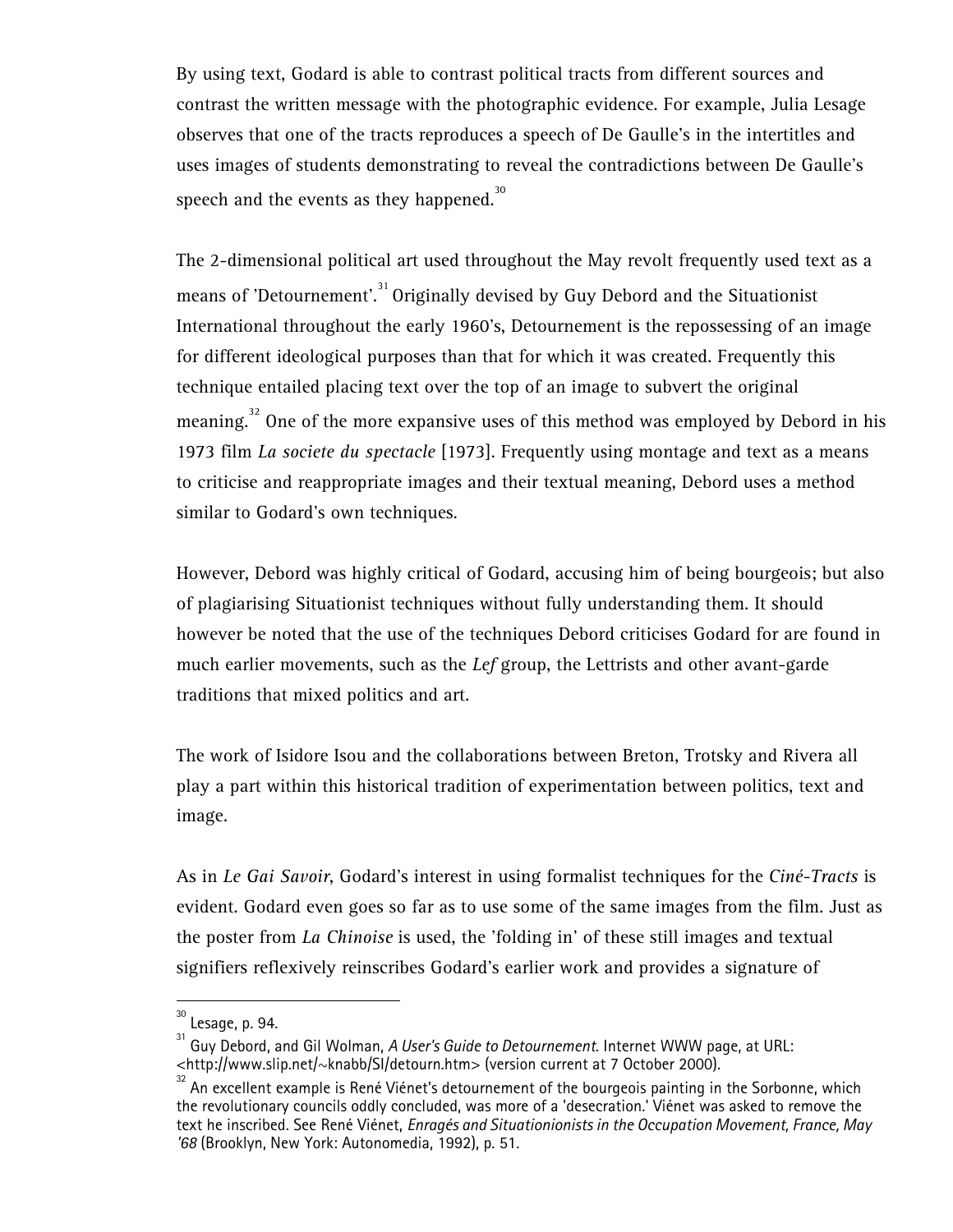By using text, Godard is able to contrast political tracts from different sources and contrast the written message with the photographic evidence. For example, Julia Lesage observes that one of the tracts reproduces a speech of De Gaulle's in the intertitles and uses images of students demonstrating to reveal the contradictions between De Gaulle's speech and the events as they happened.[30]

The 2-dimensional political art used throughout the May revolt frequently used text as a means of 'Detournement'.[31] Originally devised by Guy Debord and the Situationist International throughout the early 1960's, Detournement is the repossessing of an image for different ideological purposes than that for which it was created. Frequently this technique entailed placing text over the top of an image to subvert the original meaning.[32] One of the more expansive uses of this method was employed by Debord in his 1973 film *La societe du spectacle* [1973]. Frequently using montage and text as a means to criticise and reappropriate images and their textual meaning, Debord uses a method similar to Godard's own techniques.

However, Debord was highly critical of Godard, accusing him of being bourgeois; but also of plagiarising Situationist techniques without fully understanding them. It should however be noted that the use of the techniques Debord criticises Godard for are found in much earlier movements, such as the *Lef* group, the Lettrists and other avant-garde traditions that mixed politics and art.

The work of Isidore Isou and the collaborations between Breton, Trotsky and Rivera all play a part within this historical tradition of experimentation between politics, text and image.

As in *Le Gai Savoir*, Godard's interest in using formalist techniques for the *Ciné-Tracts* is evident. Godard even goes so far as to use some of the same images from the film. Just as the poster from *La Chinoise* is used, the 'folding in' of these still images and textual signifiers reflexively reinscribes Godard's earlier work and provides a signature of

---

[30] Lesage, p. 94.

[31] Guy Debord, and Gil Wolman, *A User's Guide to Detournement*. Internet WWW page, at URL: <http://www.slip.net/~knabb/SI/detourn.htm> (version current at 7 October 2000).

[32] An excellent example is René Viénet's detournement of the bourgeois painting in the Sorbonne, which the revolutionary councils oddly concluded, was more of a 'desecration.' Viénet was asked to remove the text he inscribed. See René Viénet, *Enragés and Situationionists in the Occupation Movement, France, May '68* (Brooklyn, New York: Autonomedia, 1992), p. 51.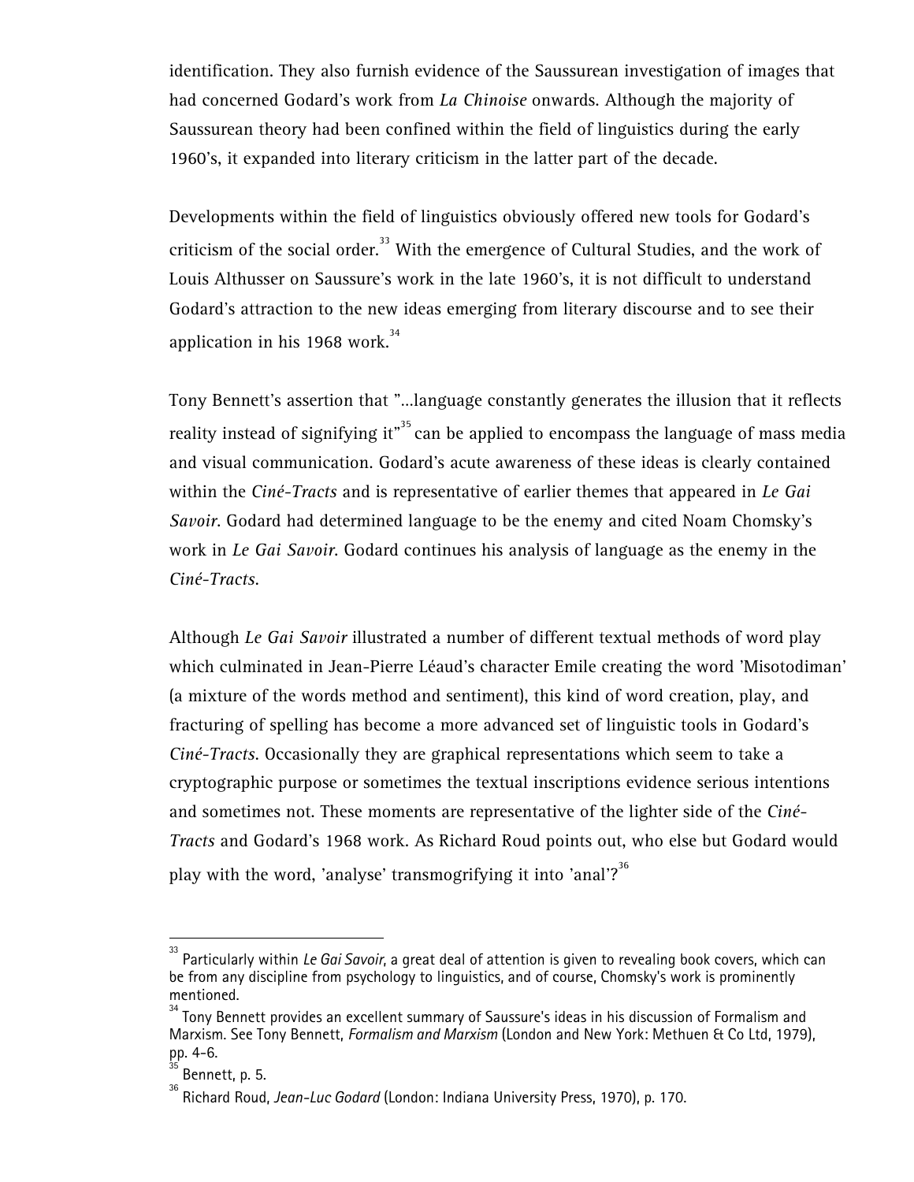identification. They also furnish evidence of the Saussurean investigation of images that had concerned Godard's work from *La Chinoise* onwards. Although the majority of Saussurean theory had been confined within the field of linguistics during the early 1960's, it expanded into literary criticism in the latter part of the decade.

Developments within the field of linguistics obviously offered new tools for Godard's criticism of the social order.[33] With the emergence of Cultural Studies, and the work of Louis Althusser on Saussure's work in the late 1960's, it is not difficult to understand Godard's attraction to the new ideas emerging from literary discourse and to see their application in his 1968 work.[34]

Tony Bennett's assertion that "...language constantly generates the illusion that it reflects reality instead of signifying it"[35] can be applied to encompass the language of mass media and visual communication. Godard's acute awareness of these ideas is clearly contained within the *Ciné-Tracts* and is representative of earlier themes that appeared in *Le Gai Savoir*. Godard had determined language to be the enemy and cited Noam Chomsky's work in *Le Gai Savoir*. Godard continues his analysis of language as the enemy in the *Ciné-Tracts*.

Although *Le Gai Savoir* illustrated a number of different textual methods of word play which culminated in Jean-Pierre Léaud's character Emile creating the word 'Misotodiman' (a mixture of the words method and sentiment), this kind of word creation, play, and fracturing of spelling has become a more advanced set of linguistic tools in Godard's *Ciné-Tracts*. Occasionally they are graphical representations which seem to take a cryptographic purpose or sometimes the textual inscriptions evidence serious intentions and sometimes not. These moments are representative of the lighter side of the *Ciné-Tracts* and Godard's 1968 work. As Richard Roud points out, who else but Godard would play with the word, 'analyse' transmogrifying it into 'anal'?[36]

---

[33] Particularly within *Le Gai Savoir*, a great deal of attention is given to revealing book covers, which can be from any discipline from psychology to linguistics, and of course, Chomsky's work is prominently mentioned.

[34] Tony Bennett provides an excellent summary of Saussure's ideas in his discussion of Formalism and Marxism. See Tony Bennett, *Formalism and Marxism* (London and New York: Methuen & Co Ltd, 1979), pp. 4-6.

[35] Bennett, p. 5.

[36] Richard Roud, *Jean-Luc Godard* (London: Indiana University Press, 1970), p. 170.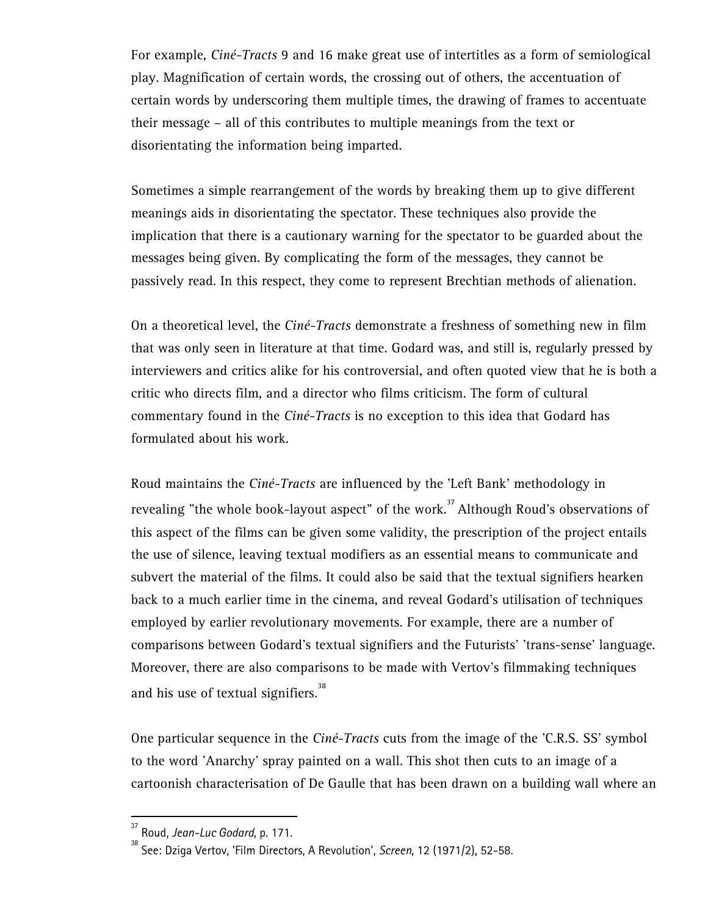For example, *Ciné-Tracts* 9 and 16 make great use of intertitles as a form of semiological play. Magnification of certain words, the crossing out of others, the accentuation of certain words by underscoring them multiple times, the drawing of frames to accentuate their message – all of this contributes to multiple meanings from the text or disorientating the information being imparted.

Sometimes a simple rearrangement of the words by breaking them up to give different meanings aids in disorientating the spectator. These techniques also provide the implication that there is a cautionary warning for the spectator to be guarded about the messages being given. By complicating the form of the messages, they cannot be passively read. In this respect, they come to represent Brechtian methods of alienation.

On a theoretical level, the *Ciné-Tracts* demonstrate a freshness of something new in film that was only seen in literature at that time. Godard was, and still is, regularly pressed by interviewers and critics alike for his controversial, and often quoted view that he is both a critic who directs film, and a director who films criticism. The form of cultural commentary found in the *Ciné-Tracts* is no exception to this idea that Godard has formulated about his work.

Roud maintains the *Ciné-Tracts* are influenced by the 'Left Bank' methodology in revealing "the whole book-layout aspect" of the work.[37] Although Roud's observations of this aspect of the films can be given some validity, the prescription of the project entails the use of silence, leaving textual modifiers as an essential means to communicate and subvert the material of the films. It could also be said that the textual signifiers hearken back to a much earlier time in the cinema, and reveal Godard's utilisation of techniques employed by earlier revolutionary movements. For example, there are a number of comparisons between Godard's textual signifiers and the Futurists' 'trans-sense' language. Moreover, there are also comparisons to be made with Vertov's filmmaking techniques and his use of textual signifiers.[38]

One particular sequence in the *Ciné-Tracts* cuts from the image of the 'C.R.S. SS' symbol to the word 'Anarchy' spray painted on a wall. This shot then cuts to an image of a cartoonish characterisation of De Gaulle that has been drawn on a building wall where an

---

[37] Roud, *Jean-Luc Godard*, p. 171.

[38] See: Dziga Vertov, 'Film Directors, A Revolution', *Screen*, 12 (1971/2), 52-58.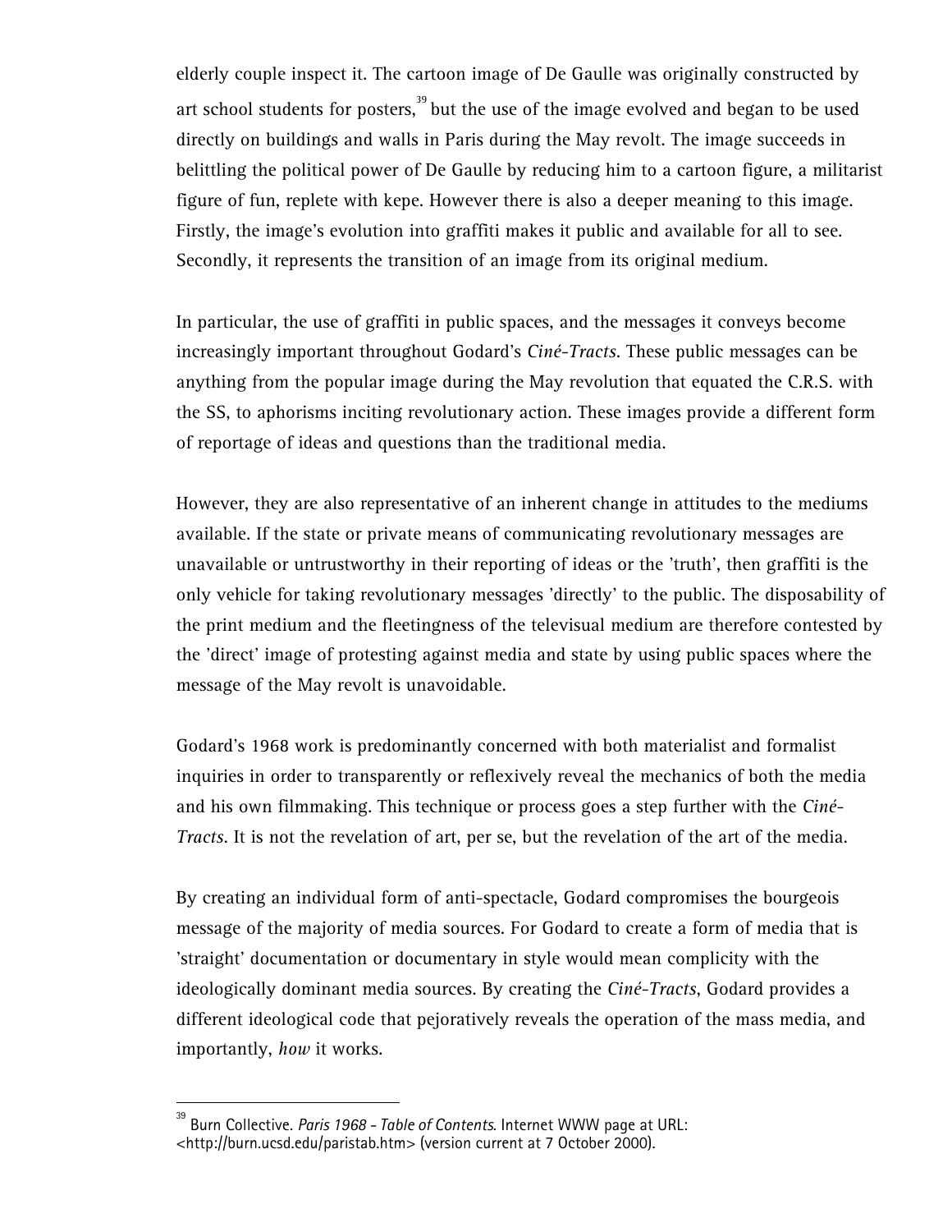elderly couple inspect it. The cartoon image of De Gaulle was originally constructed by art school students for posters,[39] but the use of the image evolved and began to be used directly on buildings and walls in Paris during the May revolt. The image succeeds in belittling the political power of De Gaulle by reducing him to a cartoon figure, a militarist figure of fun, replete with kepe. However there is also a deeper meaning to this image. Firstly, the image's evolution into graffiti makes it public and available for all to see. Secondly, it represents the transition of an image from its original medium.

In particular, the use of graffiti in public spaces, and the messages it conveys become increasingly important throughout Godard's *Ciné-Tracts*. These public messages can be anything from the popular image during the May revolution that equated the C.R.S. with the SS, to aphorisms inciting revolutionary action. These images provide a different form of reportage of ideas and questions than the traditional media.

However, they are also representative of an inherent change in attitudes to the mediums available. If the state or private means of communicating revolutionary messages are unavailable or untrustworthy in their reporting of ideas or the 'truth', then graffiti is the only vehicle for taking revolutionary messages 'directly' to the public. The disposability of the print medium and the fleetingness of the televisual medium are therefore contested by the 'direct' image of protesting against media and state by using public spaces where the message of the May revolt is unavoidable.

Godard's 1968 work is predominantly concerned with both materialist and formalist inquiries in order to transparently or reflexively reveal the mechanics of both the media and his own filmmaking. This technique or process goes a step further with the *Ciné-Tracts*. It is not the revelation of art, per se, but the revelation of the art of the media.

By creating an individual form of anti-spectacle, Godard compromises the bourgeois message of the majority of media sources. For Godard to create a form of media that is 'straight' documentation or documentary in style would mean complicity with the ideologically dominant media sources. By creating the *Ciné-Tracts*, Godard provides a different ideological code that pejoratively reveals the operation of the mass media, and importantly, *how* it works.

---

[39] Burn Collective. *Paris 1968 - Table of Contents*. Internet WWW page at URL: <http://burn.ucsd.edu/paristab.htm> (version current at 7 October 2000).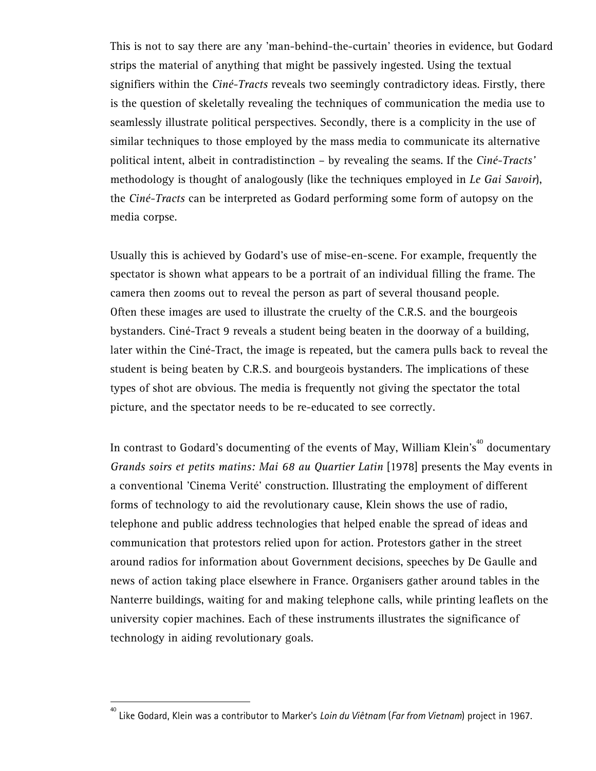This is not to say there are any 'man-behind-the-curtain' theories in evidence, but Godard strips the material of anything that might be passively ingested. Using the textual signifiers within the *Ciné-Tracts* reveals two seemingly contradictory ideas. Firstly, there is the question of skeletally revealing the techniques of communication the media use to seamlessly illustrate political perspectives. Secondly, there is a complicity in the use of similar techniques to those employed by the mass media to communicate its alternative political intent, albeit in contradistinction – by revealing the seams. If the *Ciné-Tracts'* methodology is thought of analogously (like the techniques employed in *Le Gai Savoir*), the *Ciné-Tracts* can be interpreted as Godard performing some form of autopsy on the media corpse.

Usually this is achieved by Godard's use of mise-en-scene. For example, frequently the spectator is shown what appears to be a portrait of an individual filling the frame. The camera then zooms out to reveal the person as part of several thousand people. Often these images are used to illustrate the cruelty of the C.R.S. and the bourgeois bystanders. Ciné-Tract 9 reveals a student being beaten in the doorway of a building, later within the Ciné-Tract, the image is repeated, but the camera pulls back to reveal the student is being beaten by C.R.S. and bourgeois bystanders. The implications of these types of shot are obvious. The media is frequently not giving the spectator the total picture, and the spectator needs to be re-educated to see correctly.

In contrast to Godard's documenting of the events of May, William Klein's[40] documentary *Grands soirs et petits matins: Mai 68 au Quartier Latin* [1978] presents the May events in a conventional 'Cinema Verité' construction. Illustrating the employment of different forms of technology to aid the revolutionary cause, Klein shows the use of radio, telephone and public address technologies that helped enable the spread of ideas and communication that protestors relied upon for action. Protestors gather in the street around radios for information about Government decisions, speeches by De Gaulle and news of action taking place elsewhere in France. Organisers gather around tables in the Nanterre buildings, waiting for and making telephone calls, while printing leaflets on the university copier machines. Each of these instruments illustrates the significance of technology in aiding revolutionary goals.

---

[40] Like Godard, Klein was a contributor to Marker's *Loin du Viêtnam* (*Far from Vietnam*) project in 1967.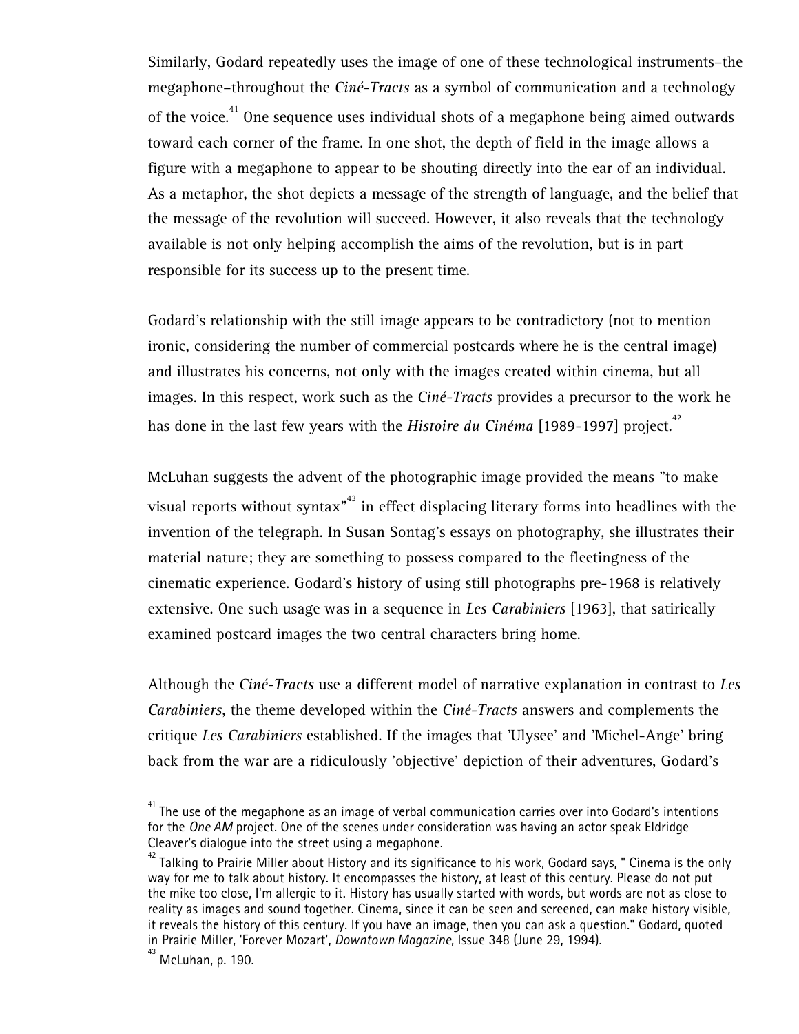Similarly, Godard repeatedly uses the image of one of these technological instruments–the megaphone–throughout the *Ciné-Tracts* as a symbol of communication and a technology of the voice.[41] One sequence uses individual shots of a megaphone being aimed outwards toward each corner of the frame. In one shot, the depth of field in the image allows a figure with a megaphone to appear to be shouting directly into the ear of an individual. As a metaphor, the shot depicts a message of the strength of language, and the belief that the message of the revolution will succeed. However, it also reveals that the technology available is not only helping accomplish the aims of the revolution, but is in part responsible for its success up to the present time.

Godard's relationship with the still image appears to be contradictory (not to mention ironic, considering the number of commercial postcards where he is the central image) and illustrates his concerns, not only with the images created within cinema, but all images. In this respect, work such as the *Ciné-Tracts* provides a precursor to the work he has done in the last few years with the *Histoire du Cinéma* [1989-1997] project.[42]

McLuhan suggests the advent of the photographic image provided the means "to make visual reports without syntax"[43] in effect displacing literary forms into headlines with the invention of the telegraph. In Susan Sontag's essays on photography, she illustrates their material nature; they are something to possess compared to the fleetingness of the cinematic experience. Godard's history of using still photographs pre-1968 is relatively extensive. One such usage was in a sequence in *Les Carabiniers* [1963], that satirically examined postcard images the two central characters bring home.

Although the *Ciné-Tracts* use a different model of narrative explanation in contrast to *Les Carabiniers*, the theme developed within the *Ciné-Tracts* answers and complements the critique *Les Carabiniers* established. If the images that 'Ulysee' and 'Michel-Ange' bring back from the war are a ridiculously 'objective' depiction of their adventures, Godard's

---

[41] The use of the megaphone as an image of verbal communication carries over into Godard's intentions for the *One AM* project. One of the scenes under consideration was having an actor speak Eldridge Cleaver's dialogue into the street using a megaphone.

[42] Talking to Prairie Miller about History and its significance to his work, Godard says, " Cinema is the only way for me to talk about history. It encompasses the history, at least of this century. Please do not put the mike too close, I'm allergic to it. History has usually started with words, but words are not as close to reality as images and sound together. Cinema, since it can be seen and screened, can make history visible, it reveals the history of this century. If you have an image, then you can ask a question." Godard, quoted in Prairie Miller, 'Forever Mozart', *Downtown Magazine*, Issue 348 (June 29, 1994).

[43] McLuhan, p. 190.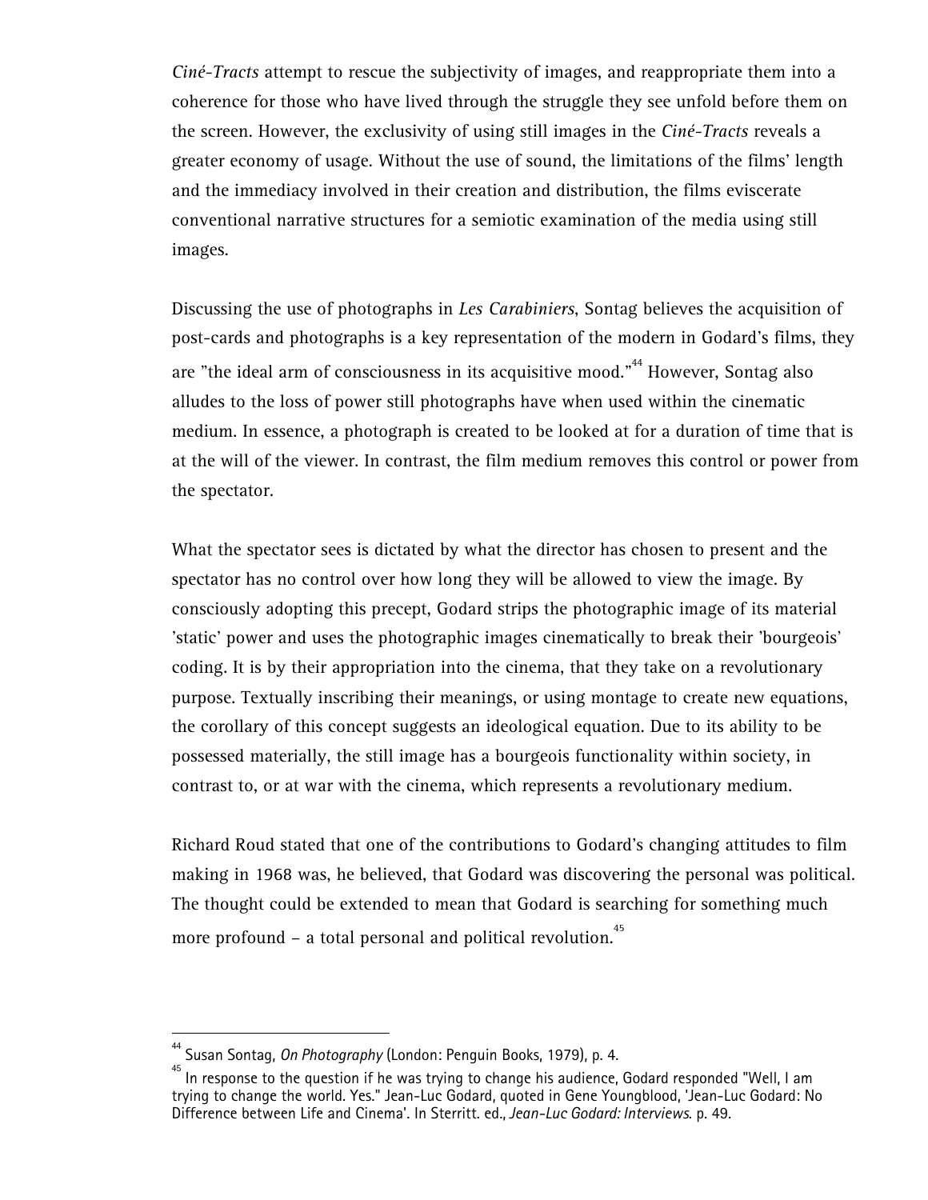*Ciné-Tracts* attempt to rescue the subjectivity of images, and reappropriate them into a coherence for those who have lived through the struggle they see unfold before them on the screen. However, the exclusivity of using still images in the *Ciné-Tracts* reveals a greater economy of usage. Without the use of sound, the limitations of the films' length and the immediacy involved in their creation and distribution, the films eviscerate conventional narrative structures for a semiotic examination of the media using still images.

Discussing the use of photographs in *Les Carabiniers*, Sontag believes the acquisition of post-cards and photographs is a key representation of the modern in Godard's films, they are "the ideal arm of consciousness in its acquisitive mood."[44] However, Sontag also alludes to the loss of power still photographs have when used within the cinematic medium. In essence, a photograph is created to be looked at for a duration of time that is at the will of the viewer. In contrast, the film medium removes this control or power from the spectator.

What the spectator sees is dictated by what the director has chosen to present and the spectator has no control over how long they will be allowed to view the image. By consciously adopting this precept, Godard strips the photographic image of its material 'static' power and uses the photographic images cinematically to break their 'bourgeois' coding. It is by their appropriation into the cinema, that they take on a revolutionary purpose. Textually inscribing their meanings, or using montage to create new equations, the corollary of this concept suggests an ideological equation. Due to its ability to be possessed materially, the still image has a bourgeois functionality within society, in contrast to, or at war with the cinema, which represents a revolutionary medium.

Richard Roud stated that one of the contributions to Godard's changing attitudes to film making in 1968 was, he believed, that Godard was discovering the personal was political. The thought could be extended to mean that Godard is searching for something much more profound – a total personal and political revolution.[45]

---

[44] Susan Sontag, *On Photography* (London: Penguin Books, 1979), p. 4.

[45] In response to the question if he was trying to change his audience, Godard responded "Well, I am trying to change the world. Yes." Jean-Luc Godard, quoted in Gene Youngblood, 'Jean-Luc Godard: No Difference between Life and Cinema'. In Sterritt. ed., *Jean-Luc Godard: Interviews*. p. 49.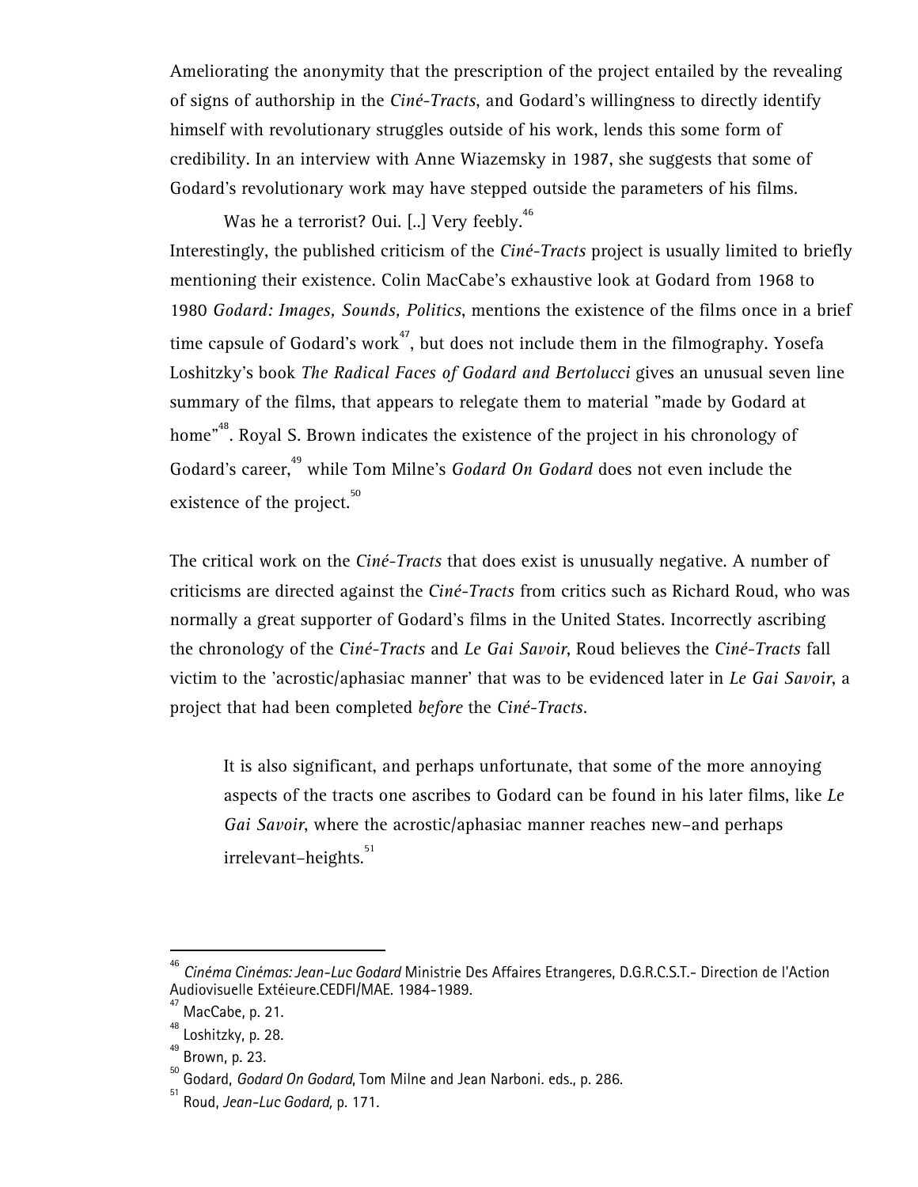Ameliorating the anonymity that the prescription of the project entailed by the revealing of signs of authorship in the *Ciné-Tracts*, and Godard's willingness to directly identify himself with revolutionary struggles outside of his work, lends this some form of credibility. In an interview with Anne Wiazemsky in 1987, she suggests that some of Godard's revolutionary work may have stepped outside the parameters of his films.

> Was he a terrorist? Oui. [..] Very feebly.[46]

Interestingly, the published criticism of the *Ciné-Tracts* project is usually limited to briefly mentioning their existence. Colin MacCabe's exhaustive look at Godard from 1968 to 1980 *Godard: Images, Sounds, Politics*, mentions the existence of the films once in a brief time capsule of Godard's work[47], but does not include them in the filmography. Yosefa Loshitzky's book *The Radical Faces of Godard and Bertolucci* gives an unusual seven line summary of the films, that appears to relegate them to material "made by Godard at home"[48]. Royal S. Brown indicates the existence of the project in his chronology of Godard's career,[49] while Tom Milne's *Godard On Godard* does not even include the existence of the project.[50]

The critical work on the *Ciné-Tracts* that does exist is unusually negative. A number of criticisms are directed against the *Ciné-Tracts* from critics such as Richard Roud, who was normally a great supporter of Godard's films in the United States. Incorrectly ascribing the chronology of the *Ciné-Tracts* and *Le Gai Savoir*, Roud believes the *Ciné-Tracts* fall victim to the 'acrostic/aphasiac manner' that was to be evidenced later in *Le Gai Savoir*, a project that had been completed *before* the *Ciné-Tracts*.

> It is also significant, and perhaps unfortunate, that some of the more annoying aspects of the tracts one ascribes to Godard can be found in his later films, like *Le Gai Savoir*, where the acrostic/aphasiac manner reaches new–and perhaps irrelevant–heights.[51]

---

[46] *Cinéma Cinémas: Jean-Luc Godard* Ministrie Des Affaires Etrangeres, D.G.R.C.S.T.- Direction de l'Action Audiovisuelle Extéieure.CEDFI/MAE. 1984-1989.

[47] MacCabe, p. 21.

[48] Loshitzky, p. 28.

[49] Brown, p. 23.

[50] Godard, *Godard On Godard*, Tom Milne and Jean Narboni. eds., p. 286.

[51] Roud, *Jean-Luc Godard,* p. 171.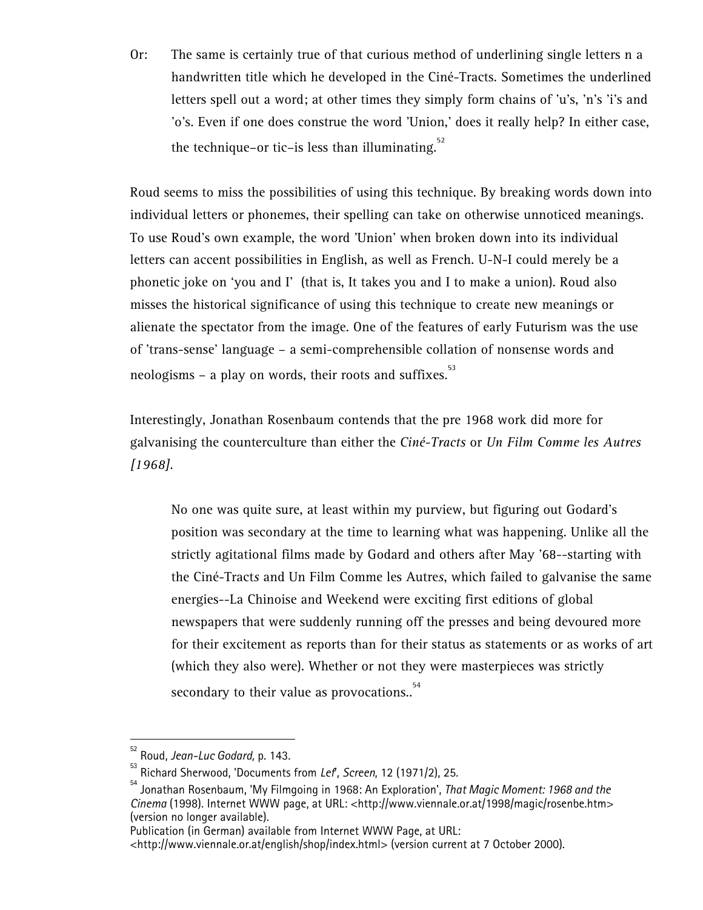Or: The same is certainly true of that curious method of underlining single letters n a handwritten title which he developed in the Ciné-Tracts. Sometimes the underlined letters spell out a word; at other times they simply form chains of 'u's, 'n's 'i's and 'o's. Even if one does construe the word 'Union,' does it really help? In either case, the technique–or tic–is less than illuminating.[52]

Roud seems to miss the possibilities of using this technique. By breaking words down into individual letters or phonemes, their spelling can take on otherwise unnoticed meanings. To use Roud's own example, the word 'Union' when broken down into its individual letters can accent possibilities in English, as well as French. U-N-I could merely be a phonetic joke on 'you and I' (that is, It takes you and I to make a union). Roud also misses the historical significance of using this technique to create new meanings or alienate the spectator from the image. One of the features of early Futurism was the use of 'trans-sense' language – a semi-comprehensible collation of nonsense words and neologisms – a play on words, their roots and suffixes.[53]

Interestingly, Jonathan Rosenbaum contends that the pre 1968 work did more for galvanising the counterculture than either the *Ciné-Tracts* or *Un Film Comme les Autres [1968]*.

> No one was quite sure, at least within my purview, but figuring out Godard's position was secondary at the time to learning what was happening. Unlike all the strictly agitational films made by Godard and others after May '68--starting with the Ciné-Tract*s* and Un Film Comme les Autre*s*, which failed to galvanise the same energies--La Chinoise and Weekend were exciting first editions of global newspapers that were suddenly running off the presses and being devoured more for their excitement as reports than for their status as statements or as works of art (which they also were). Whether or not they were masterpieces was strictly secondary to their value as provocations..[54]

---

[52] Roud, *Jean-Luc Godard,* p. 143.

[53] Richard Sherwood, 'Documents from *Lef*', *Screen*, 12 (1971/2), 25.

[54] Jonathan Rosenbaum, 'My Filmgoing in 1968: An Exploration', *That Magic Moment: 1968 and the Cinema* (1998). Internet WWW page, at URL: <http://www.viennale.or.at/1998/magic/rosenbe.htm> (version no longer available).
Publication (in German) available from Internet WWW Page, at URL: <http://www.viennale.or.at/english/shop/index.html> (version current at 7 October 2000).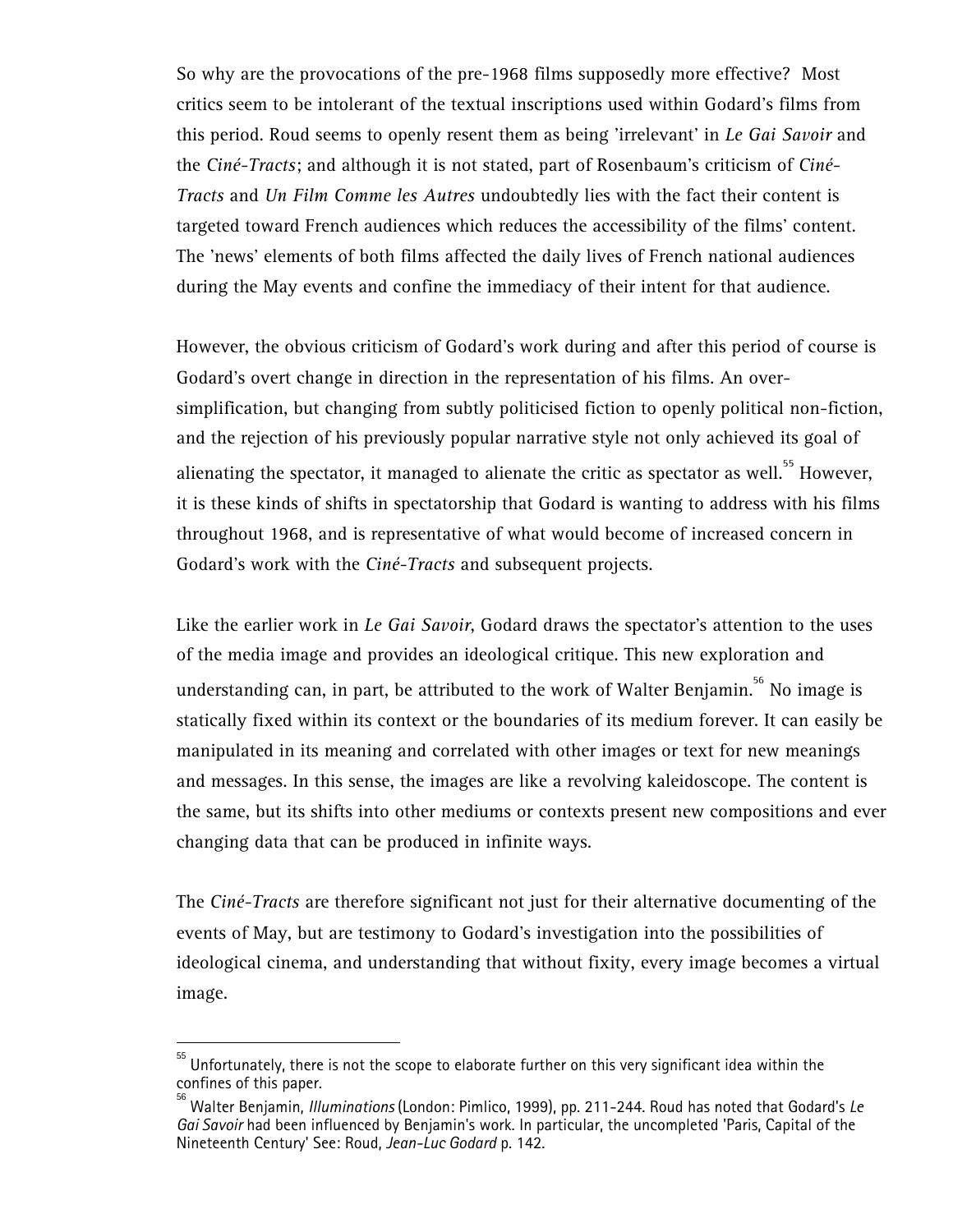So why are the provocations of the pre-1968 films supposedly more effective? Most critics seem to be intolerant of the textual inscriptions used within Godard's films from this period. Roud seems to openly resent them as being 'irrelevant' in *Le Gai Savoir* and the *Ciné-Tracts*; and although it is not stated, part of Rosenbaum's criticism of *Ciné-Tracts* and *Un Film Comme les Autres* undoubtedly lies with the fact their content is targeted toward French audiences which reduces the accessibility of the films' content. The 'news' elements of both films affected the daily lives of French national audiences during the May events and confine the immediacy of their intent for that audience.

However, the obvious criticism of Godard's work during and after this period of course is Godard's overt change in direction in the representation of his films. An over-simplification, but changing from subtly politicised fiction to openly political non-fiction, and the rejection of his previously popular narrative style not only achieved its goal of alienating the spectator, it managed to alienate the critic as spectator as well.[55] However, it is these kinds of shifts in spectatorship that Godard is wanting to address with his films throughout 1968, and is representative of what would become of increased concern in Godard's work with the *Ciné-Tracts* and subsequent projects.

Like the earlier work in *Le Gai Savoir*, Godard draws the spectator's attention to the uses of the media image and provides an ideological critique. This new exploration and understanding can, in part, be attributed to the work of Walter Benjamin.[56] No image is statically fixed within its context or the boundaries of its medium forever. It can easily be manipulated in its meaning and correlated with other images or text for new meanings and messages. In this sense, the images are like a revolving kaleidoscope. The content is the same, but its shifts into other mediums or contexts present new compositions and ever changing data that can be produced in infinite ways.

The *Ciné-Tracts* are therefore significant not just for their alternative documenting of the events of May, but are testimony to Godard's investigation into the possibilities of ideological cinema, and understanding that without fixity, every image becomes a virtual image.

---

[55] Unfortunately, there is not the scope to elaborate further on this very significant idea within the confines of this paper.

[56] Walter Benjamin, *Illuminations* (London: Pimlico, 1999), pp. 211-244. Roud has noted that Godard's *Le Gai Savoir* had been influenced by Benjamin's work. In particular, the uncompleted 'Paris, Capital of the Nineteenth Century' See: Roud, *Jean-Luc Godard* p. 142.